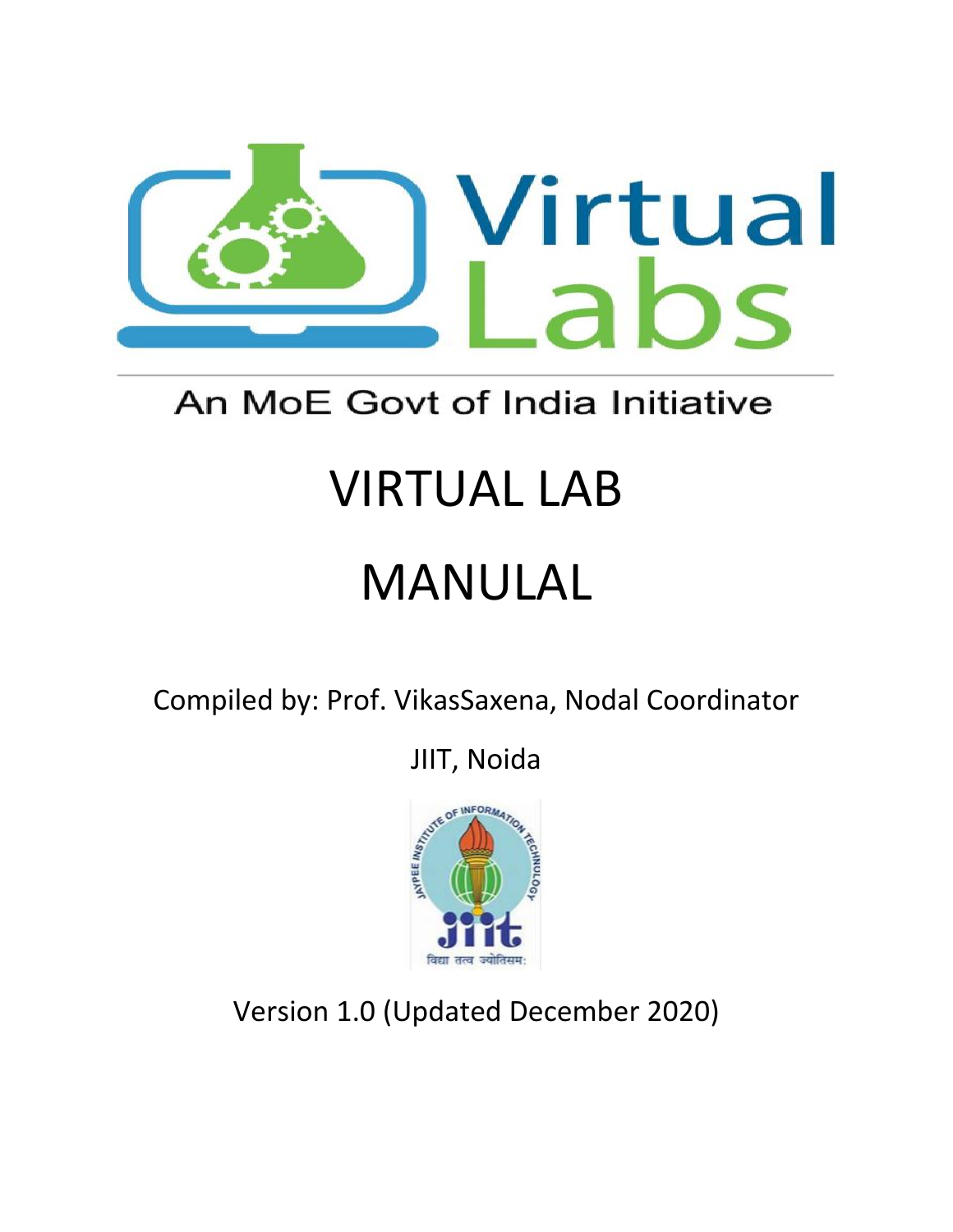Virtual Labs

An MoE Govt of India Initiative

# VIRTUAL LAB

# MANULAL

Compiled by: Prof. VikasSaxena, Nodal Coordinator

JIIT, Noida

Version 1.0 (Updated December 2020)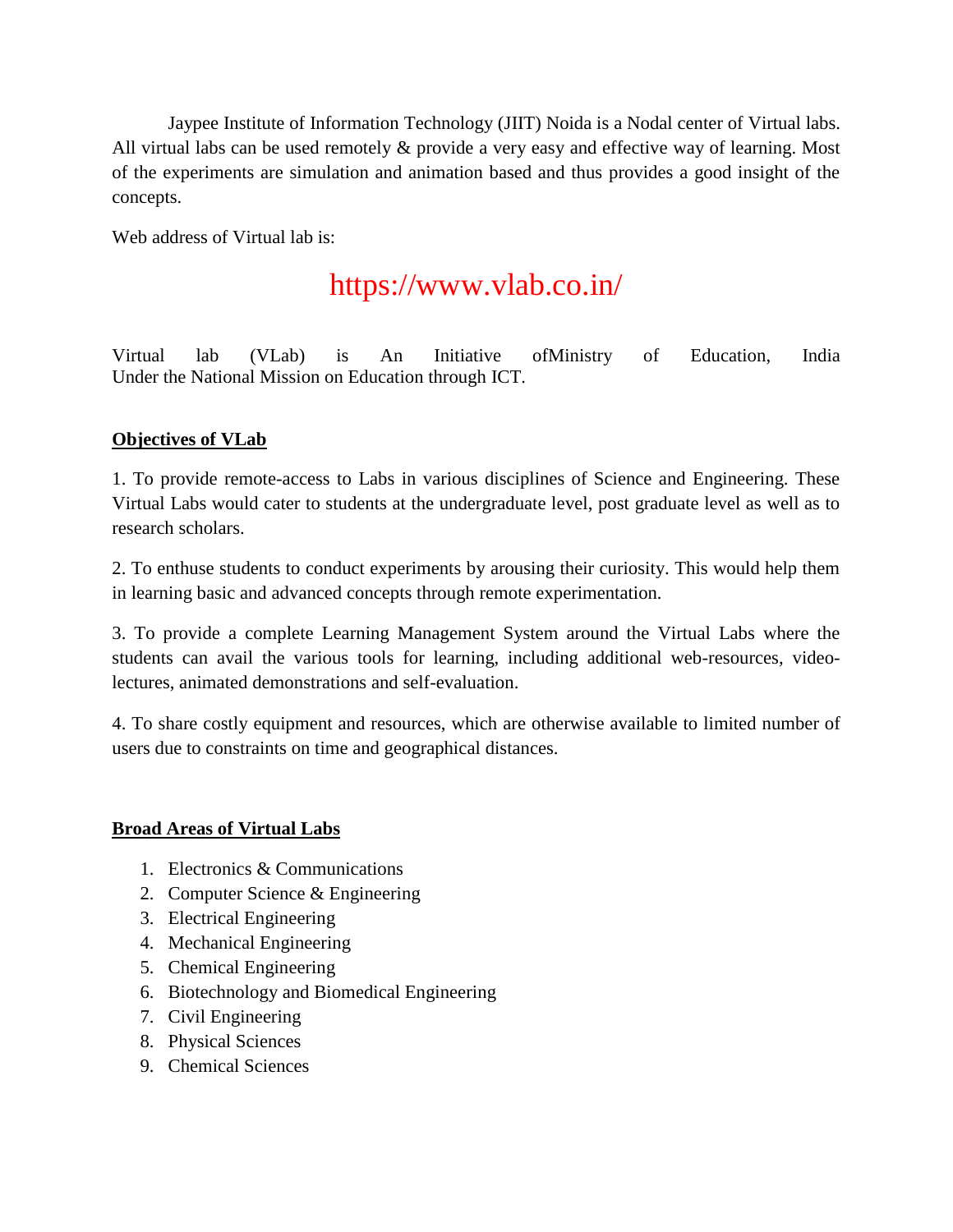Jaypee Institute of Information Technology (JIIT) Noida is a Nodal center of Virtual labs. All virtual labs can be used remotely & provide a very easy and effective way of learning. Most of the experiments are simulation and animation based and thus provides a good insight of the concepts.

Web address of Virtual lab is:

https://www.vlab.co.in/

Virtual lab (VLab) is An Initiative ofMinistry of Education, India Under the National Mission on Education through ICT.

**Objectives of VLab**

1. To provide remote-access to Labs in various disciplines of Science and Engineering. These Virtual Labs would cater to students at the undergraduate level, post graduate level as well as to research scholars.

2. To enthuse students to conduct experiments by arousing their curiosity. This would help them in learning basic and advanced concepts through remote experimentation.

3. To provide a complete Learning Management System around the Virtual Labs where the students can avail the various tools for learning, including additional web-resources, video-lectures, animated demonstrations and self-evaluation.

4. To share costly equipment and resources, which are otherwise available to limited number of users due to constraints on time and geographical distances.

**Broad Areas of Virtual Labs**

1. Electronics & Communications
2. Computer Science & Engineering
3. Electrical Engineering
4. Mechanical Engineering
5. Chemical Engineering
6. Biotechnology and Biomedical Engineering
7. Civil Engineering
8. Physical Sciences
9. Chemical Sciences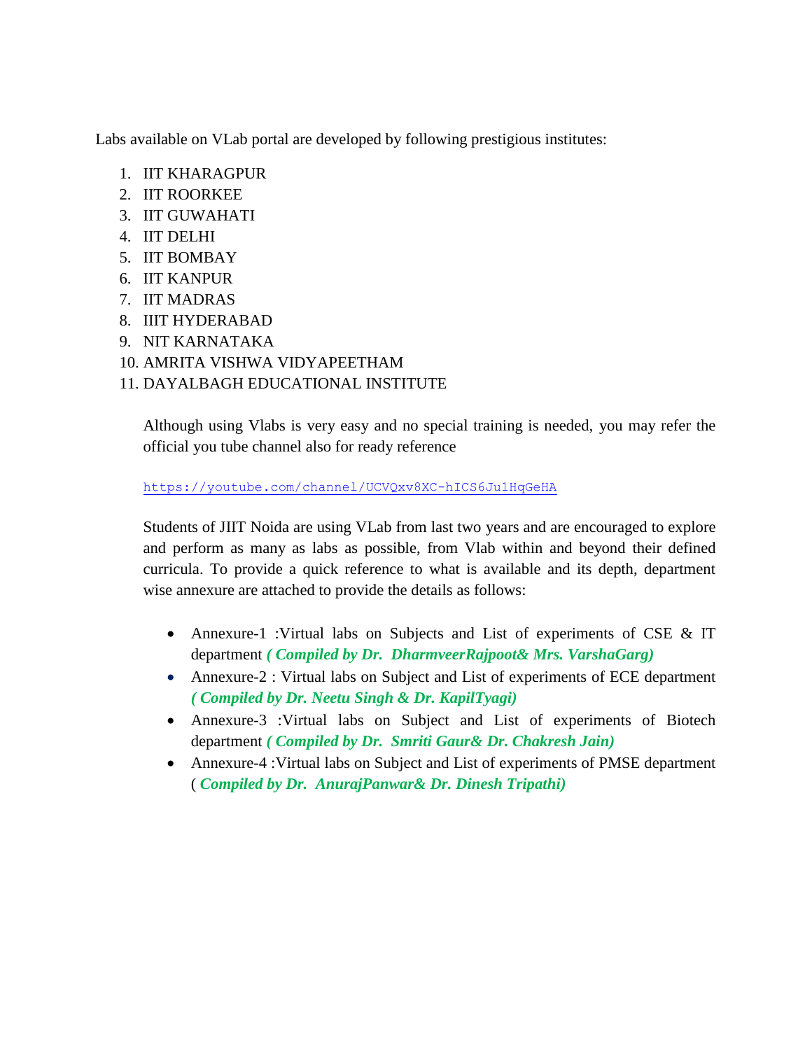Labs available on VLab portal are developed by following prestigious institutes:

1. IIT KHARAGPUR
2. IIT ROORKEE
3. IIT GUWAHATI
4. IIT DELHI
5. IIT BOMBAY
6. IIT KANPUR
7. IIT MADRAS
8. IIIT HYDERABAD
9. NIT KARNATAKA
10. AMRITA VISHWA VIDYAPEETHAM
11. DAYALBAGH EDUCATIONAL INSTITUTE

Although using Vlabs is very easy and no special training is needed, you may refer the official you tube channel also for ready reference

https://youtube.com/channel/UCVQxv8XC-hICS6Ju1HqGeHA

Students of JIIT Noida are using VLab from last two years and are encouraged to explore and perform as many as labs as possible, from Vlab within and beyond their defined curricula. To provide a quick reference to what is available and its depth, department wise annexure are attached to provide the details as follows:

- Annexure-1 :Virtual labs on Subjects and List of experiments of CSE & IT department ***( Compiled by Dr. DharmveerRajpoot& Mrs. VarshaGarg)***
- Annexure-2 : Virtual labs on Subject and List of experiments of ECE department ***( Compiled by Dr. Neetu Singh & Dr. KapilTyagi)***
- Annexure-3 :Virtual labs on Subject and List of experiments of Biotech department ***( Compiled by Dr. Smriti Gaur& Dr. Chakresh Jain)***
- Annexure-4 :Virtual labs on Subject and List of experiments of PMSE department ( ***Compiled by Dr. AnurajPanwar& Dr. Dinesh Tripathi)***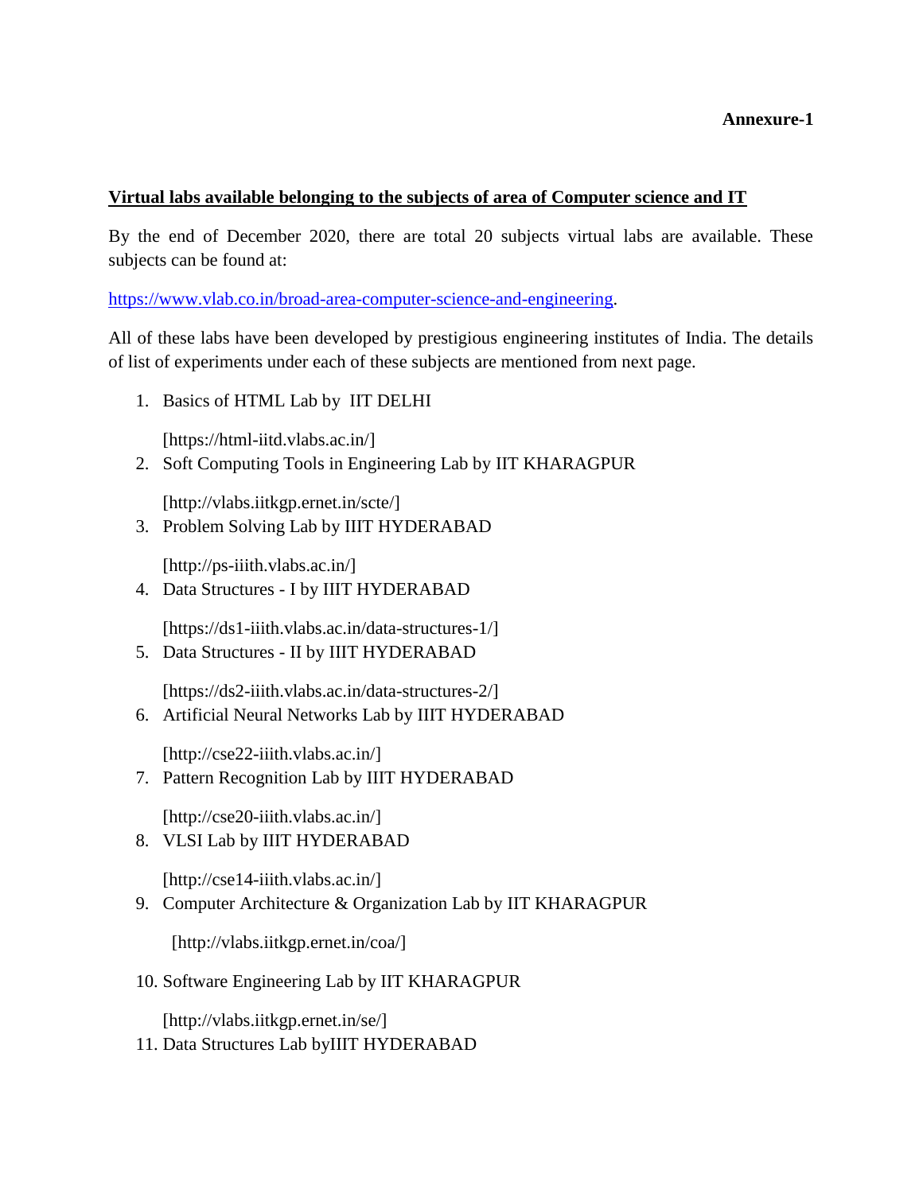**Annexure-1**

**Virtual labs available belonging to the subjects of area of Computer science and IT**

By the end of December 2020, there are total 20 subjects virtual labs are available. These subjects can be found at:

https://www.vlab.co.in/broad-area-computer-science-and-engineering.

All of these labs have been developed by prestigious engineering institutes of India. The details of list of experiments under each of these subjects are mentioned from next page.

1. Basics of HTML Lab by IIT DELHI

   [https://html-iitd.vlabs.ac.in/]
2. Soft Computing Tools in Engineering Lab by IIT KHARAGPUR

   [http://vlabs.iitkgp.ernet.in/scte/]
3. Problem Solving Lab by IIIT HYDERABAD

   [http://ps-iiith.vlabs.ac.in/]
4. Data Structures - I by IIIT HYDERABAD

   [https://ds1-iiith.vlabs.ac.in/data-structures-1/]
5. Data Structures - II by IIIT HYDERABAD

   [https://ds2-iiith.vlabs.ac.in/data-structures-2/]
6. Artificial Neural Networks Lab by IIIT HYDERABAD

   [http://cse22-iiith.vlabs.ac.in/]
7. Pattern Recognition Lab by IIIT HYDERABAD

   [http://cse20-iiith.vlabs.ac.in/]
8. VLSI Lab by IIIT HYDERABAD

   [http://cse14-iiith.vlabs.ac.in/]
9. Computer Architecture & Organization Lab by IIT KHARAGPUR

   [http://vlabs.iitkgp.ernet.in/coa/]
10. Software Engineering Lab by IIT KHARAGPUR

    [http://vlabs.iitkgp.ernet.in/se/]
11. Data Structures Lab byIIIT HYDERABAD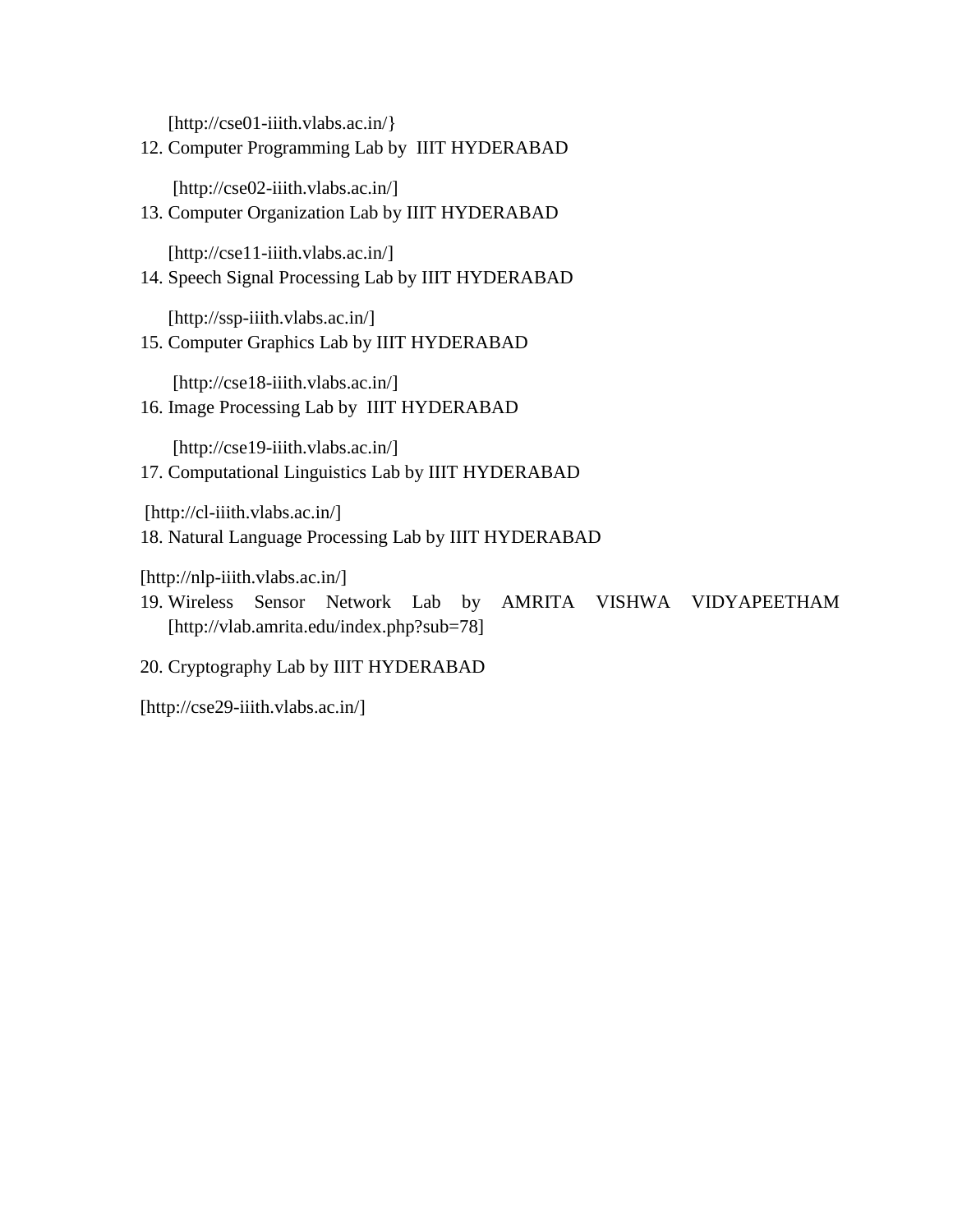[http://cse01-iiith.vlabs.ac.in/}

12. Computer Programming Lab by IIIT HYDERABAD

    [http://cse02-iiith.vlabs.ac.in/]

13. Computer Organization Lab by IIIT HYDERABAD

    [http://cse11-iiith.vlabs.ac.in/]

14. Speech Signal Processing Lab by IIIT HYDERABAD

    [http://ssp-iiith.vlabs.ac.in/]

15. Computer Graphics Lab by IIIT HYDERABAD

    [http://cse18-iiith.vlabs.ac.in/]

16. Image Processing Lab by IIIT HYDERABAD

    [http://cse19-iiith.vlabs.ac.in/]

17. Computational Linguistics Lab by IIIT HYDERABAD

    [http://cl-iiith.vlabs.ac.in/]

18. Natural Language Processing Lab by IIIT HYDERABAD

    [http://nlp-iiith.vlabs.ac.in/]

19. Wireless Sensor Network Lab by AMRITA VISHWA VIDYAPEETHAM [http://vlab.amrita.edu/index.php?sub=78]

20. Cryptography Lab by IIIT HYDERABAD

    [http://cse29-iiith.vlabs.ac.in/]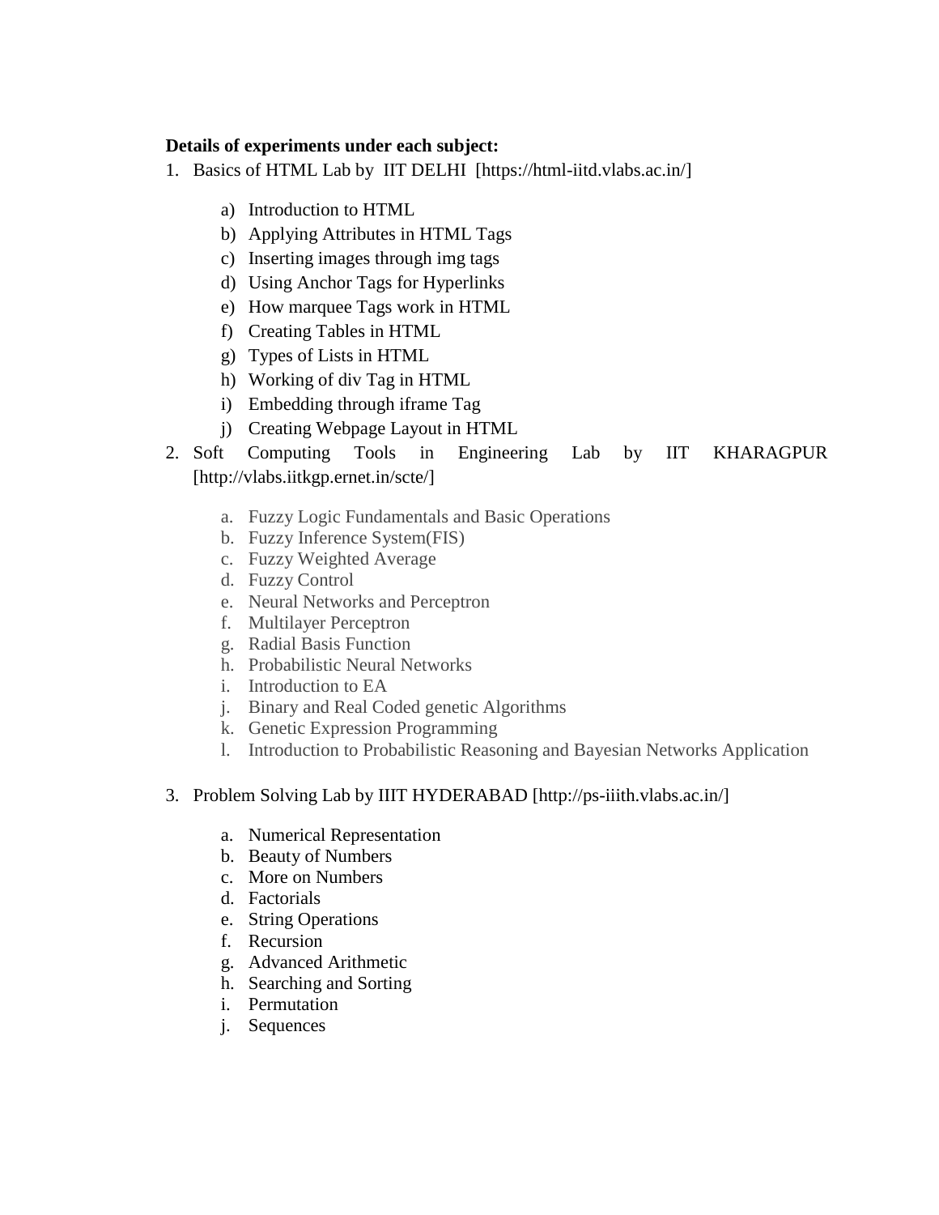**Details of experiments under each subject:**

1. Basics of HTML Lab by IIT DELHI [https://html-iitd.vlabs.ac.in/]

    a) Introduction to HTML
    b) Applying Attributes in HTML Tags
    c) Inserting images through img tags
    d) Using Anchor Tags for Hyperlinks
    e) How marquee Tags work in HTML
    f) Creating Tables in HTML
    g) Types of Lists in HTML
    h) Working of div Tag in HTML
    i) Embedding through iframe Tag
    j) Creating Webpage Layout in HTML

2. Soft Computing Tools in Engineering Lab by IIT KHARAGPUR [http://vlabs.iitkgp.ernet.in/scte/]

    a. Fuzzy Logic Fundamentals and Basic Operations
    b. Fuzzy Inference System(FIS)
    c. Fuzzy Weighted Average
    d. Fuzzy Control
    e. Neural Networks and Perceptron
    f. Multilayer Perceptron
    g. Radial Basis Function
    h. Probabilistic Neural Networks
    i. Introduction to EA
    j. Binary and Real Coded genetic Algorithms
    k. Genetic Expression Programming
    l. Introduction to Probabilistic Reasoning and Bayesian Networks Application

3. Problem Solving Lab by IIIT HYDERABAD [http://ps-iiith.vlabs.ac.in/]

    a. Numerical Representation
    b. Beauty of Numbers
    c. More on Numbers
    d. Factorials
    e. String Operations
    f. Recursion
    g. Advanced Arithmetic
    h. Searching and Sorting
    i. Permutation
    j. Sequences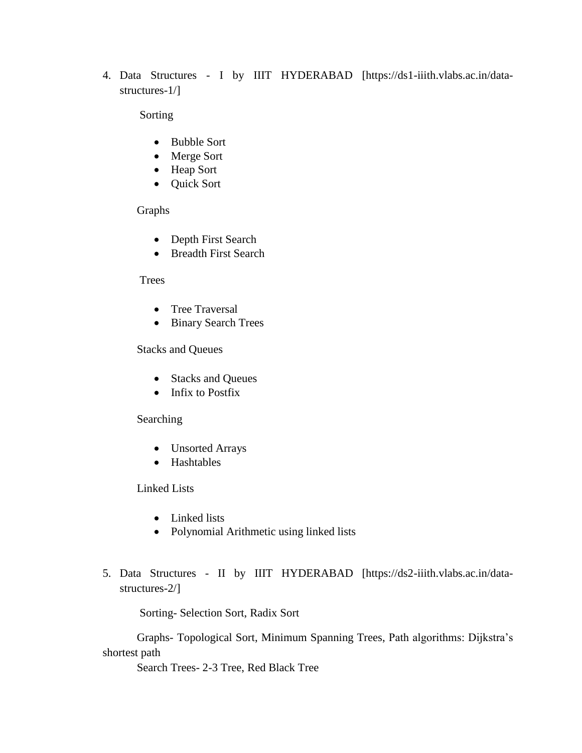4. Data Structures - I by IIIT HYDERABAD [https://ds1-iiith.vlabs.ac.in/data-structures-1/]

   Sorting

   - Bubble Sort
   - Merge Sort
   - Heap Sort
   - Quick Sort

   Graphs

   - Depth First Search
   - Breadth First Search

   Trees

   - Tree Traversal
   - Binary Search Trees

   Stacks and Queues

   - Stacks and Queues
   - Infix to Postfix

   Searching

   - Unsorted Arrays
   - Hashtables

   Linked Lists

   - Linked lists
   - Polynomial Arithmetic using linked lists

5. Data Structures - II by IIIT HYDERABAD [https://ds2-iiith.vlabs.ac.in/data-structures-2/]

   Sorting- Selection Sort, Radix Sort

   Graphs- Topological Sort, Minimum Spanning Trees, Path algorithms: Dijkstra's shortest path

   Search Trees- 2-3 Tree, Red Black Tree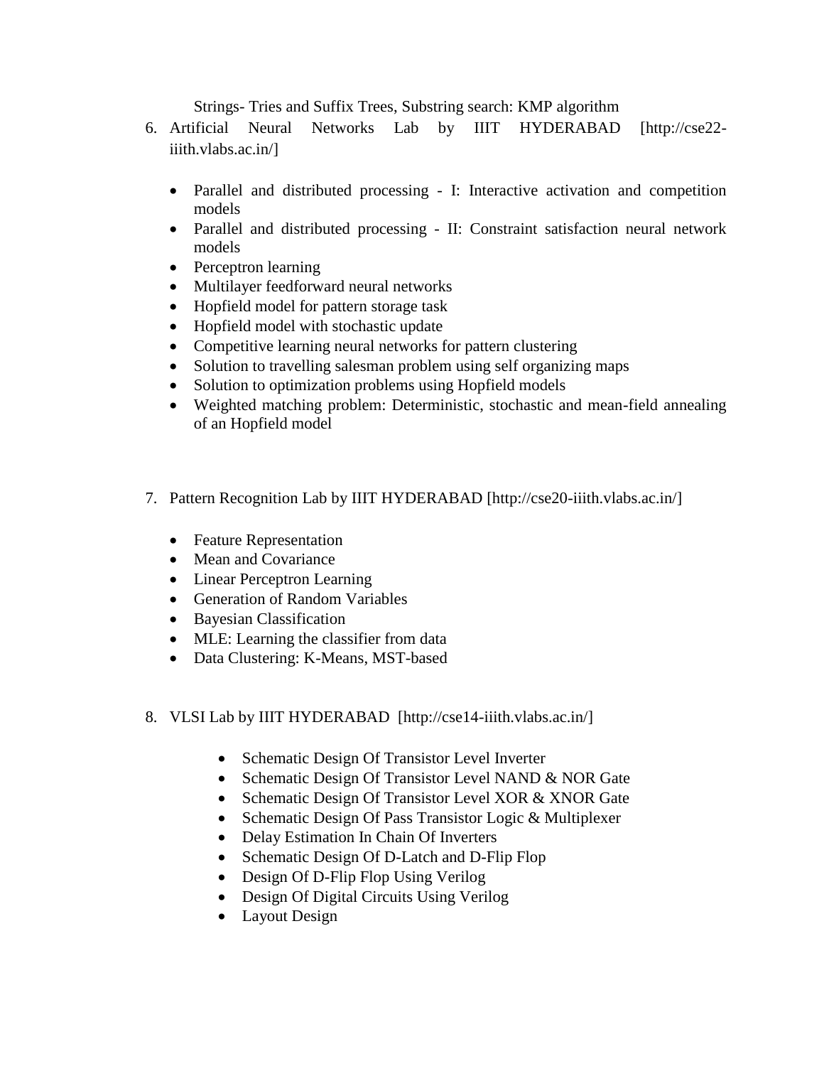Strings- Tries and Suffix Trees, Substring search: KMP algorithm

6. Artificial Neural Networks Lab by IIIT HYDERABAD [http://cse22-iiith.vlabs.ac.in/]

    - Parallel and distributed processing - I: Interactive activation and competition models
    - Parallel and distributed processing - II: Constraint satisfaction neural network models
    - Perceptron learning
    - Multilayer feedforward neural networks
    - Hopfield model for pattern storage task
    - Hopfield model with stochastic update
    - Competitive learning neural networks for pattern clustering
    - Solution to travelling salesman problem using self organizing maps
    - Solution to optimization problems using Hopfield models
    - Weighted matching problem: Deterministic, stochastic and mean-field annealing of an Hopfield model

7. Pattern Recognition Lab by IIIT HYDERABAD [http://cse20-iiith.vlabs.ac.in/]

    - Feature Representation
    - Mean and Covariance
    - Linear Perceptron Learning
    - Generation of Random Variables
    - Bayesian Classification
    - MLE: Learning the classifier from data
    - Data Clustering: K-Means, MST-based

8. VLSI Lab by IIIT HYDERABAD [http://cse14-iiith.vlabs.ac.in/]

    - Schematic Design Of Transistor Level Inverter
    - Schematic Design Of Transistor Level NAND & NOR Gate
    - Schematic Design Of Transistor Level XOR & XNOR Gate
    - Schematic Design Of Pass Transistor Logic & Multiplexer
    - Delay Estimation In Chain Of Inverters
    - Schematic Design Of D-Latch and D-Flip Flop
    - Design Of D-Flip Flop Using Verilog
    - Design Of Digital Circuits Using Verilog
    - Layout Design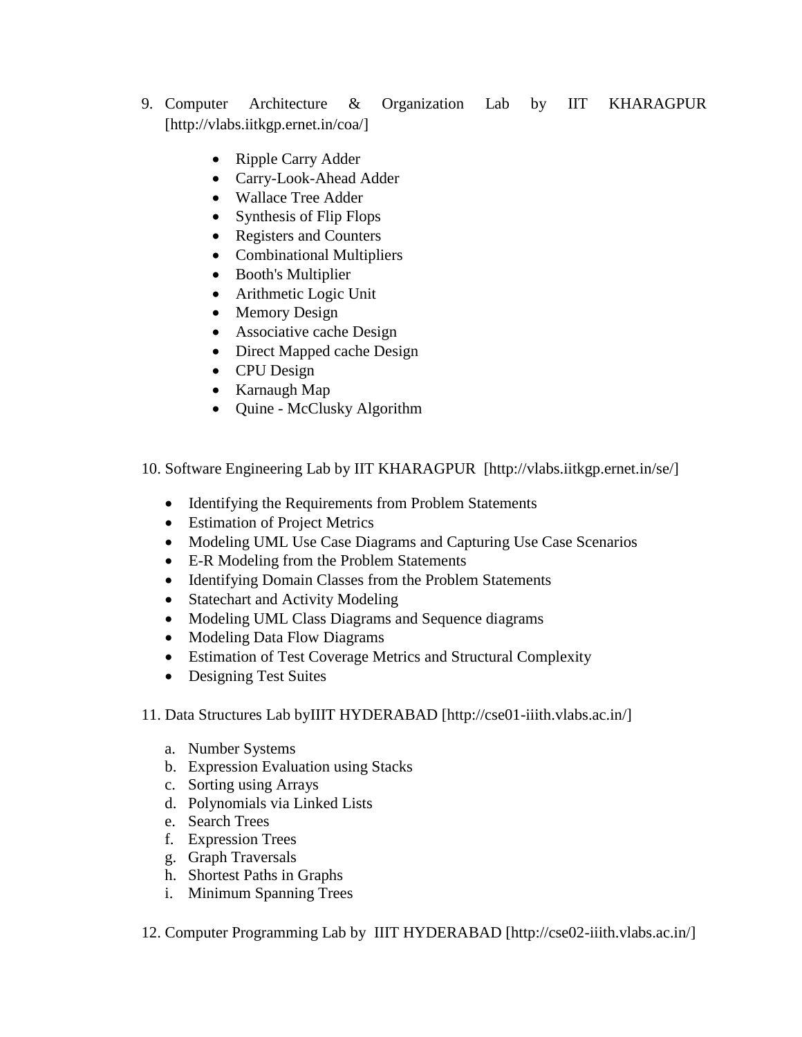9. Computer Architecture & Organization Lab by IIT KHARAGPUR [http://vlabs.iitkgp.ernet.in/coa/]

    - Ripple Carry Adder
    - Carry-Look-Ahead Adder
    - Wallace Tree Adder
    - Synthesis of Flip Flops
    - Registers and Counters
    - Combinational Multipliers
    - Booth's Multiplier
    - Arithmetic Logic Unit
    - Memory Design
    - Associative cache Design
    - Direct Mapped cache Design
    - CPU Design
    - Karnaugh Map
    - Quine - McClusky Algorithm

10. Software Engineering Lab by IIT KHARAGPUR [http://vlabs.iitkgp.ernet.in/se/]

    - Identifying the Requirements from Problem Statements
    - Estimation of Project Metrics
    - Modeling UML Use Case Diagrams and Capturing Use Case Scenarios
    - E-R Modeling from the Problem Statements
    - Identifying Domain Classes from the Problem Statements
    - Statechart and Activity Modeling
    - Modeling UML Class Diagrams and Sequence diagrams
    - Modeling Data Flow Diagrams
    - Estimation of Test Coverage Metrics and Structural Complexity
    - Designing Test Suites

11. Data Structures Lab byIIIT HYDERABAD [http://cse01-iiith.vlabs.ac.in/]

    a. Number Systems
    b. Expression Evaluation using Stacks
    c. Sorting using Arrays
    d. Polynomials via Linked Lists
    e. Search Trees
    f. Expression Trees
    g. Graph Traversals
    h. Shortest Paths in Graphs
    i. Minimum Spanning Trees

12. Computer Programming Lab by IIIT HYDERABAD [http://cse02-iiith.vlabs.ac.in/]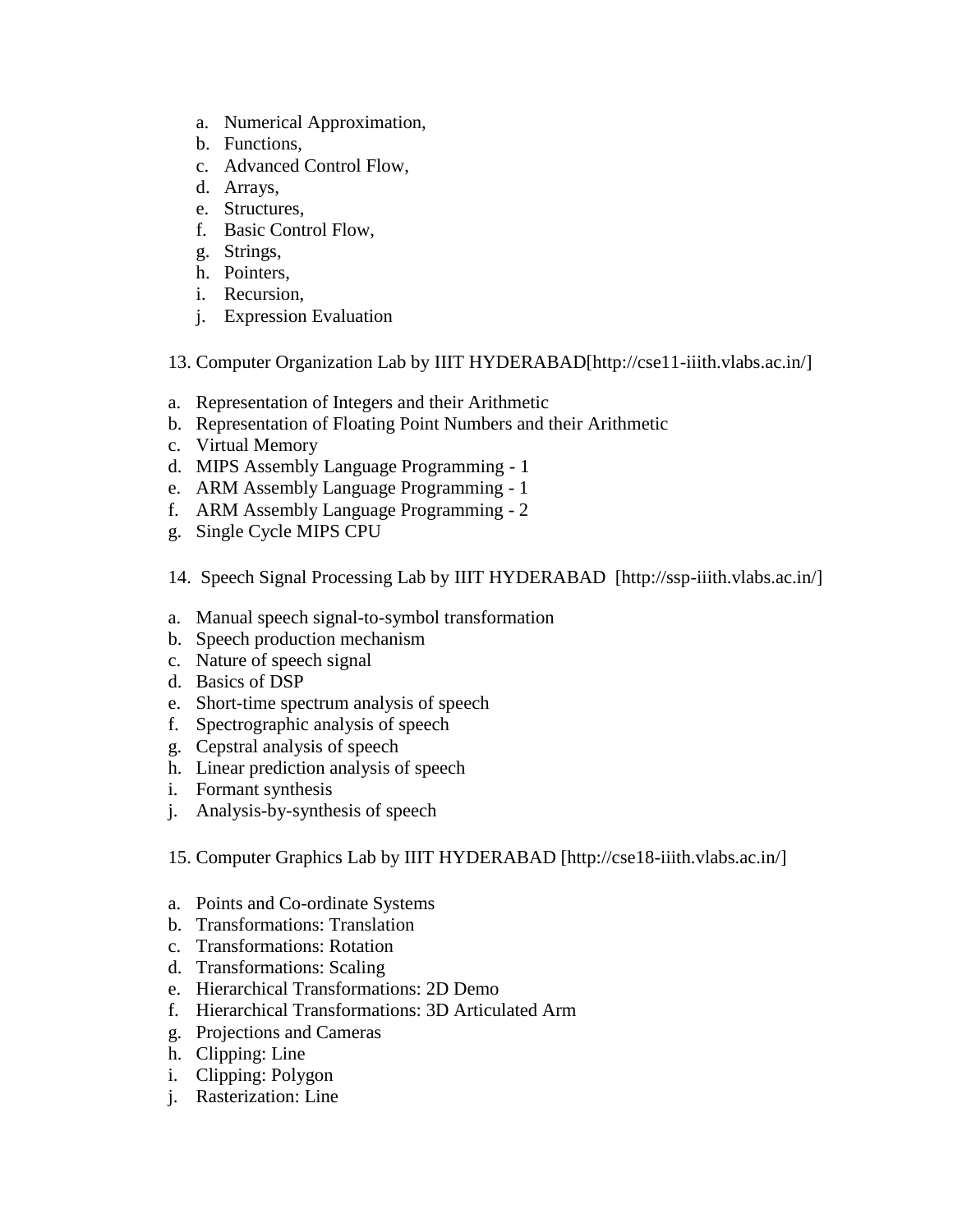a. Numerical Approximation,
b. Functions,
c. Advanced Control Flow,
d. Arrays,
e. Structures,
f. Basic Control Flow,
g. Strings,
h. Pointers,
i. Recursion,
j. Expression Evaluation

13. Computer Organization Lab by IIIT HYDERABAD[http://cse11-iiith.vlabs.ac.in/]

a. Representation of Integers and their Arithmetic
b. Representation of Floating Point Numbers and their Arithmetic
c. Virtual Memory
d. MIPS Assembly Language Programming - 1
e. ARM Assembly Language Programming - 1
f. ARM Assembly Language Programming - 2
g. Single Cycle MIPS CPU

14. Speech Signal Processing Lab by IIIT HYDERABAD [http://ssp-iiith.vlabs.ac.in/]

a. Manual speech signal-to-symbol transformation
b. Speech production mechanism
c. Nature of speech signal
d. Basics of DSP
e. Short-time spectrum analysis of speech
f. Spectrographic analysis of speech
g. Cepstral analysis of speech
h. Linear prediction analysis of speech
i. Formant synthesis
j. Analysis-by-synthesis of speech

15. Computer Graphics Lab by IIIT HYDERABAD [http://cse18-iiith.vlabs.ac.in/]

a. Points and Co-ordinate Systems
b. Transformations: Translation
c. Transformations: Rotation
d. Transformations: Scaling
e. Hierarchical Transformations: 2D Demo
f. Hierarchical Transformations: 3D Articulated Arm
g. Projections and Cameras
h. Clipping: Line
i. Clipping: Polygon
j. Rasterization: Line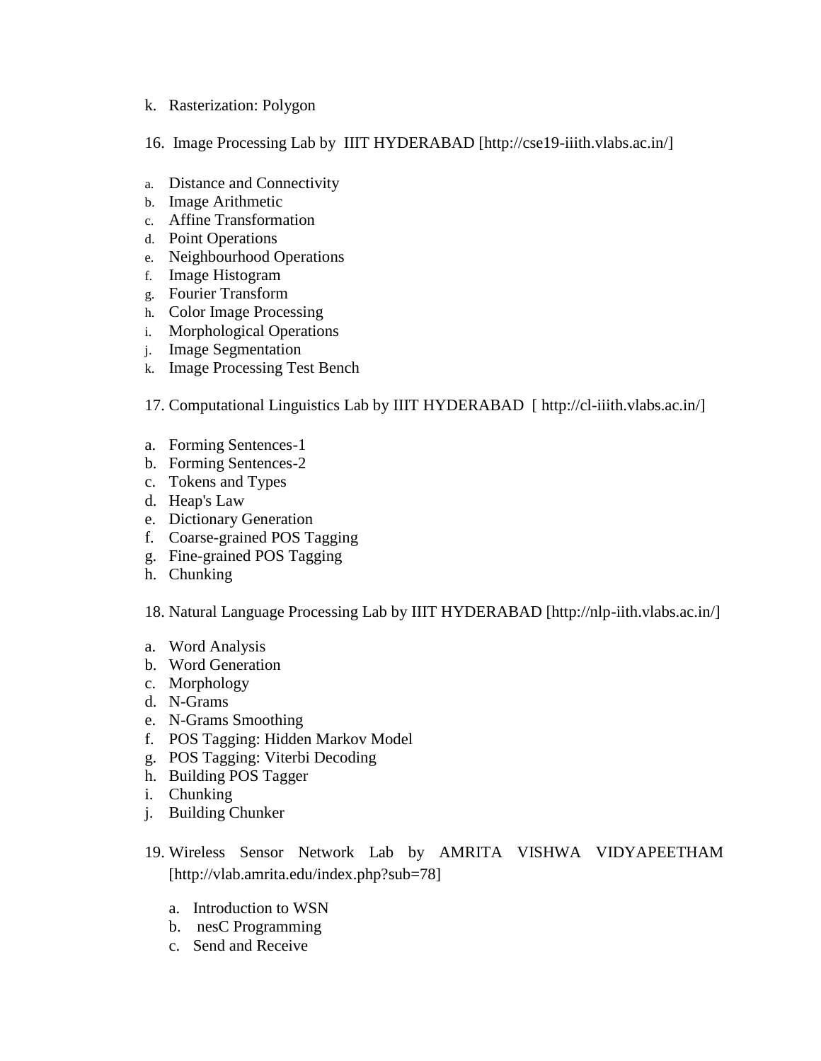k. Rasterization: Polygon

16. Image Processing Lab by IIIT HYDERABAD [http://cse19-iiith.vlabs.ac.in/]

a. Distance and Connectivity
b. Image Arithmetic
c. Affine Transformation
d. Point Operations
e. Neighbourhood Operations
f. Image Histogram
g. Fourier Transform
h. Color Image Processing
i. Morphological Operations
j. Image Segmentation
k. Image Processing Test Bench

17. Computational Linguistics Lab by IIIT HYDERABAD [ http://cl-iiith.vlabs.ac.in/]

a. Forming Sentences-1
b. Forming Sentences-2
c. Tokens and Types
d. Heap's Law
e. Dictionary Generation
f. Coarse-grained POS Tagging
g. Fine-grained POS Tagging
h. Chunking

18. Natural Language Processing Lab by IIIT HYDERABAD [http://nlp-iith.vlabs.ac.in/]

a. Word Analysis
b. Word Generation
c. Morphology
d. N-Grams
e. N-Grams Smoothing
f. POS Tagging: Hidden Markov Model
g. POS Tagging: Viterbi Decoding
h. Building POS Tagger
i. Chunking
j. Building Chunker

19. Wireless Sensor Network Lab by AMRITA VISHWA VIDYAPEETHAM [http://vlab.amrita.edu/index.php?sub=78]

    a. Introduction to WSN
    b. nesC Programming
    c. Send and Receive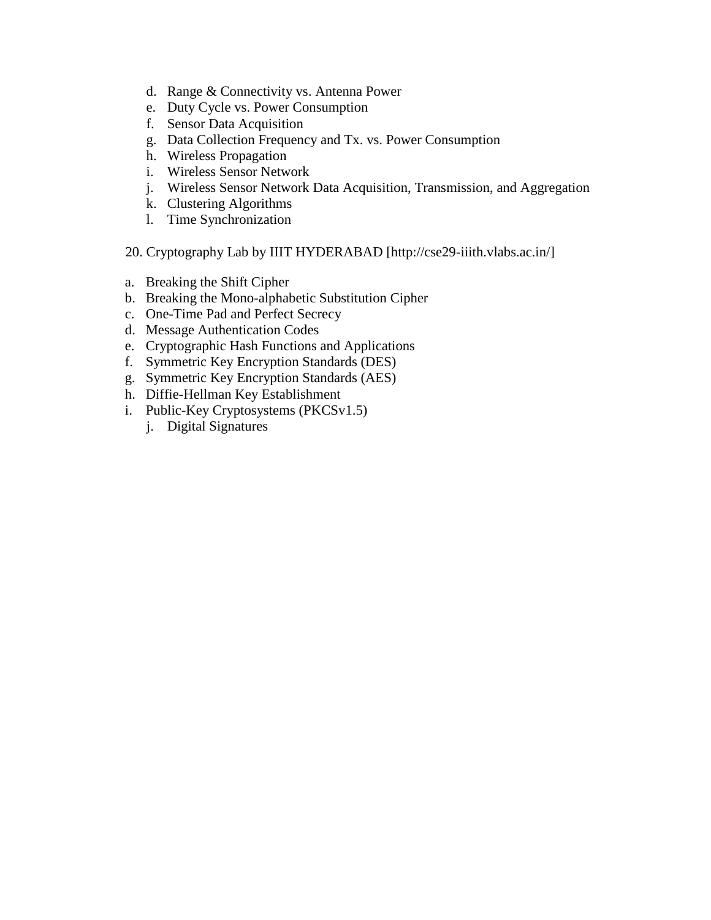d. Range & Connectivity vs. Antenna Power
e. Duty Cycle vs. Power Consumption
f. Sensor Data Acquisition
g. Data Collection Frequency and Tx. vs. Power Consumption
h. Wireless Propagation
i. Wireless Sensor Network
j. Wireless Sensor Network Data Acquisition, Transmission, and Aggregation
k. Clustering Algorithms
l. Time Synchronization

20. Cryptography Lab by IIIT HYDERABAD [http://cse29-iiith.vlabs.ac.in/]

a. Breaking the Shift Cipher
b. Breaking the Mono-alphabetic Substitution Cipher
c. One-Time Pad and Perfect Secrecy
d. Message Authentication Codes
e. Cryptographic Hash Functions and Applications
f. Symmetric Key Encryption Standards (DES)
g. Symmetric Key Encryption Standards (AES)
h. Diffie-Hellman Key Establishment
i. Public-Key Cryptosystems (PKCSv1.5)
j. Digital Signatures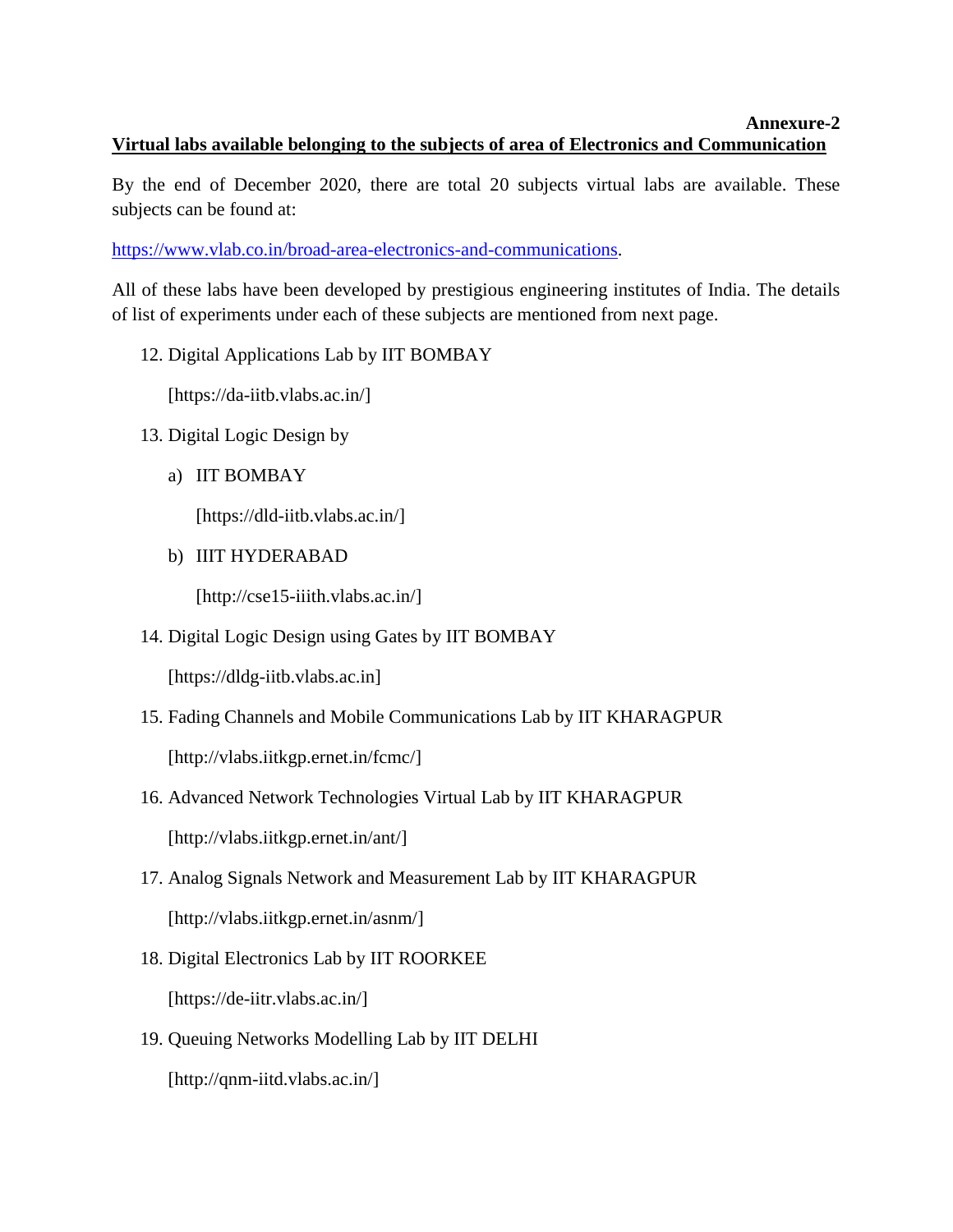**Annexure-2**

**Virtual labs available belonging to the subjects of area of Electronics and Communication**

By the end of December 2020, there are total 20 subjects virtual labs are available. These subjects can be found at:

https://www.vlab.co.in/broad-area-electronics-and-communications.

All of these labs have been developed by prestigious engineering institutes of India. The details of list of experiments under each of these subjects are mentioned from next page.

12. Digital Applications Lab by IIT BOMBAY

    [https://da-iitb.vlabs.ac.in/]

13. Digital Logic Design by

    a) IIT BOMBAY

       [https://dld-iitb.vlabs.ac.in/]

    b) IIIT HYDERABAD

       [http://cse15-iiith.vlabs.ac.in/]

14. Digital Logic Design using Gates by IIT BOMBAY

    [https://dldg-iitb.vlabs.ac.in]

15. Fading Channels and Mobile Communications Lab by IIT KHARAGPUR

    [http://vlabs.iitkgp.ernet.in/fcmc/]

16. Advanced Network Technologies Virtual Lab by IIT KHARAGPUR

    [http://vlabs.iitkgp.ernet.in/ant/]

17. Analog Signals Network and Measurement Lab by IIT KHARAGPUR

    [http://vlabs.iitkgp.ernet.in/asnm/]

18. Digital Electronics Lab by IIT ROORKEE

    [https://de-iitr.vlabs.ac.in/]

19. Queuing Networks Modelling Lab by IIT DELHI

    [http://qnm-iitd.vlabs.ac.in/]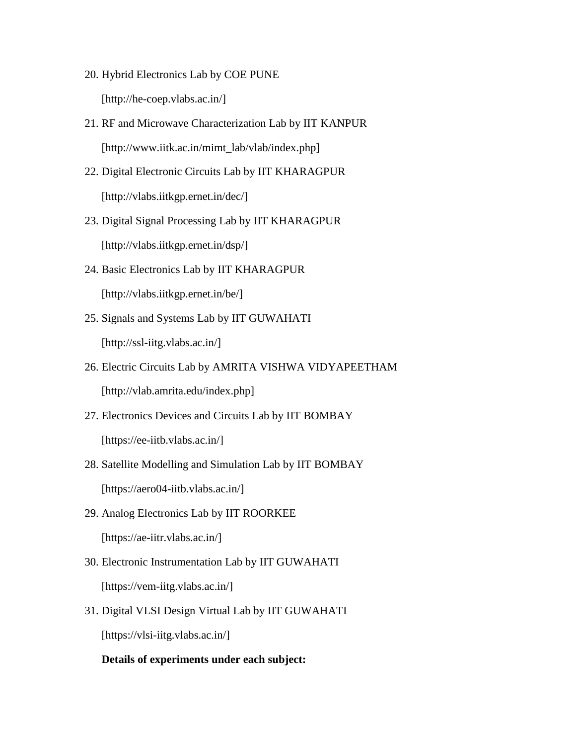20. Hybrid Electronics Lab by COE PUNE

    [http://he-coep.vlabs.ac.in/]

21. RF and Microwave Characterization Lab by IIT KANPUR

    [http://www.iitk.ac.in/mimt_lab/vlab/index.php]

22. Digital Electronic Circuits Lab by IIT KHARAGPUR

    [http://vlabs.iitkgp.ernet.in/dec/]

23. Digital Signal Processing Lab by IIT KHARAGPUR

    [http://vlabs.iitkgp.ernet.in/dsp/]

24. Basic Electronics Lab by IIT KHARAGPUR

    [http://vlabs.iitkgp.ernet.in/be/]

25. Signals and Systems Lab by IIT GUWAHATI

    [http://ssl-iitg.vlabs.ac.in/]

26. Electric Circuits Lab by AMRITA VISHWA VIDYAPEETHAM

    [http://vlab.amrita.edu/index.php]

27. Electronics Devices and Circuits Lab by IIT BOMBAY

    [https://ee-iitb.vlabs.ac.in/]

28. Satellite Modelling and Simulation Lab by IIT BOMBAY

    [https://aero04-iitb.vlabs.ac.in/]

29. Analog Electronics Lab by IIT ROORKEE

    [https://ae-iitr.vlabs.ac.in/]

30. Electronic Instrumentation Lab by IIT GUWAHATI

    [https://vem-iitg.vlabs.ac.in/]

31. Digital VLSI Design Virtual Lab by IIT GUWAHATI

    [https://vlsi-iitg.vlabs.ac.in/]

**Details of experiments under each subject:**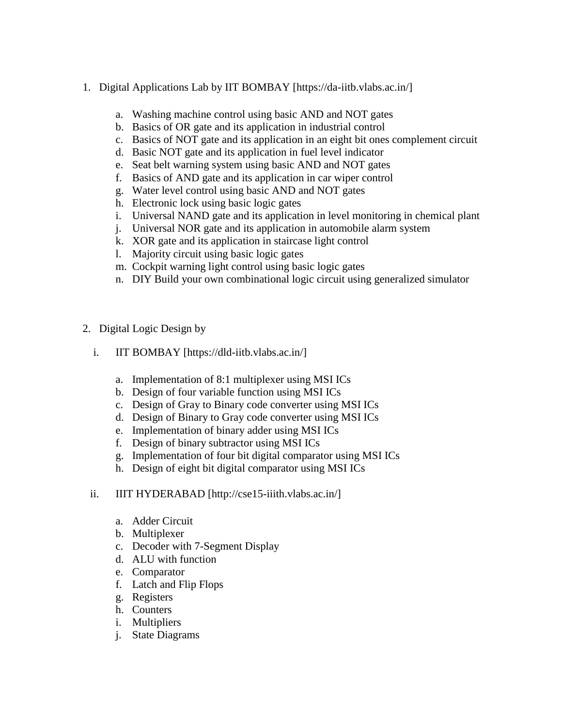1. Digital Applications Lab by IIT BOMBAY [https://da-iitb.vlabs.ac.in/]

    a. Washing machine control using basic AND and NOT gates
    b. Basics of OR gate and its application in industrial control
    c. Basics of NOT gate and its application in an eight bit ones complement circuit
    d. Basic NOT gate and its application in fuel level indicator
    e. Seat belt warning system using basic AND and NOT gates
    f. Basics of AND gate and its application in car wiper control
    g. Water level control using basic AND and NOT gates
    h. Electronic lock using basic logic gates
    i. Universal NAND gate and its application in level monitoring in chemical plant
    j. Universal NOR gate and its application in automobile alarm system
    k. XOR gate and its application in staircase light control
    l. Majority circuit using basic logic gates
    m. Cockpit warning light control using basic logic gates
    n. DIY Build your own combinational logic circuit using generalized simulator

2. Digital Logic Design by

    i. IIT BOMBAY [https://dld-iitb.vlabs.ac.in/]

        a. Implementation of 8:1 multiplexer using MSI ICs
        b. Design of four variable function using MSI ICs
        c. Design of Gray to Binary code converter using MSI ICs
        d. Design of Binary to Gray code converter using MSI ICs
        e. Implementation of binary adder using MSI ICs
        f. Design of binary subtractor using MSI ICs
        g. Implementation of four bit digital comparator using MSI ICs
        h. Design of eight bit digital comparator using MSI ICs

    ii. IIIT HYDERABAD [http://cse15-iiith.vlabs.ac.in/]

        a. Adder Circuit
        b. Multiplexer
        c. Decoder with 7-Segment Display
        d. ALU with function
        e. Comparator
        f. Latch and Flip Flops
        g. Registers
        h. Counters
        i. Multipliers
        j. State Diagrams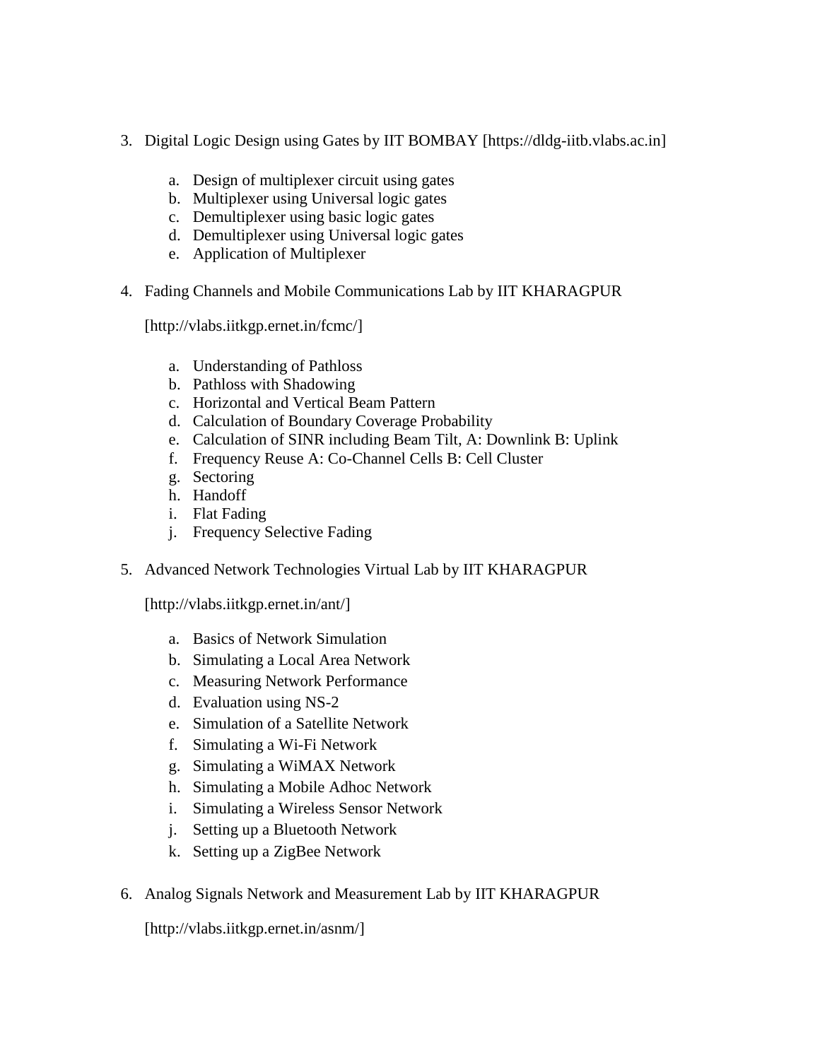3. Digital Logic Design using Gates by IIT BOMBAY [https://dldg-iitb.vlabs.ac.in]

    a. Design of multiplexer circuit using gates
    b. Multiplexer using Universal logic gates
    c. Demultiplexer using basic logic gates
    d. Demultiplexer using Universal logic gates
    e. Application of Multiplexer

4. Fading Channels and Mobile Communications Lab by IIT KHARAGPUR

    [http://vlabs.iitkgp.ernet.in/fcmc/]

    a. Understanding of Pathloss
    b. Pathloss with Shadowing
    c. Horizontal and Vertical Beam Pattern
    d. Calculation of Boundary Coverage Probability
    e. Calculation of SINR including Beam Tilt, A: Downlink B: Uplink
    f. Frequency Reuse A: Co-Channel Cells B: Cell Cluster
    g. Sectoring
    h. Handoff
    i. Flat Fading
    j. Frequency Selective Fading

5. Advanced Network Technologies Virtual Lab by IIT KHARAGPUR

    [http://vlabs.iitkgp.ernet.in/ant/]

    a. Basics of Network Simulation
    b. Simulating a Local Area Network
    c. Measuring Network Performance
    d. Evaluation using NS-2
    e. Simulation of a Satellite Network
    f. Simulating a Wi-Fi Network
    g. Simulating a WiMAX Network
    h. Simulating a Mobile Adhoc Network
    i. Simulating a Wireless Sensor Network
    j. Setting up a Bluetooth Network
    k. Setting up a ZigBee Network

6. Analog Signals Network and Measurement Lab by IIT KHARAGPUR

    [http://vlabs.iitkgp.ernet.in/asnm/]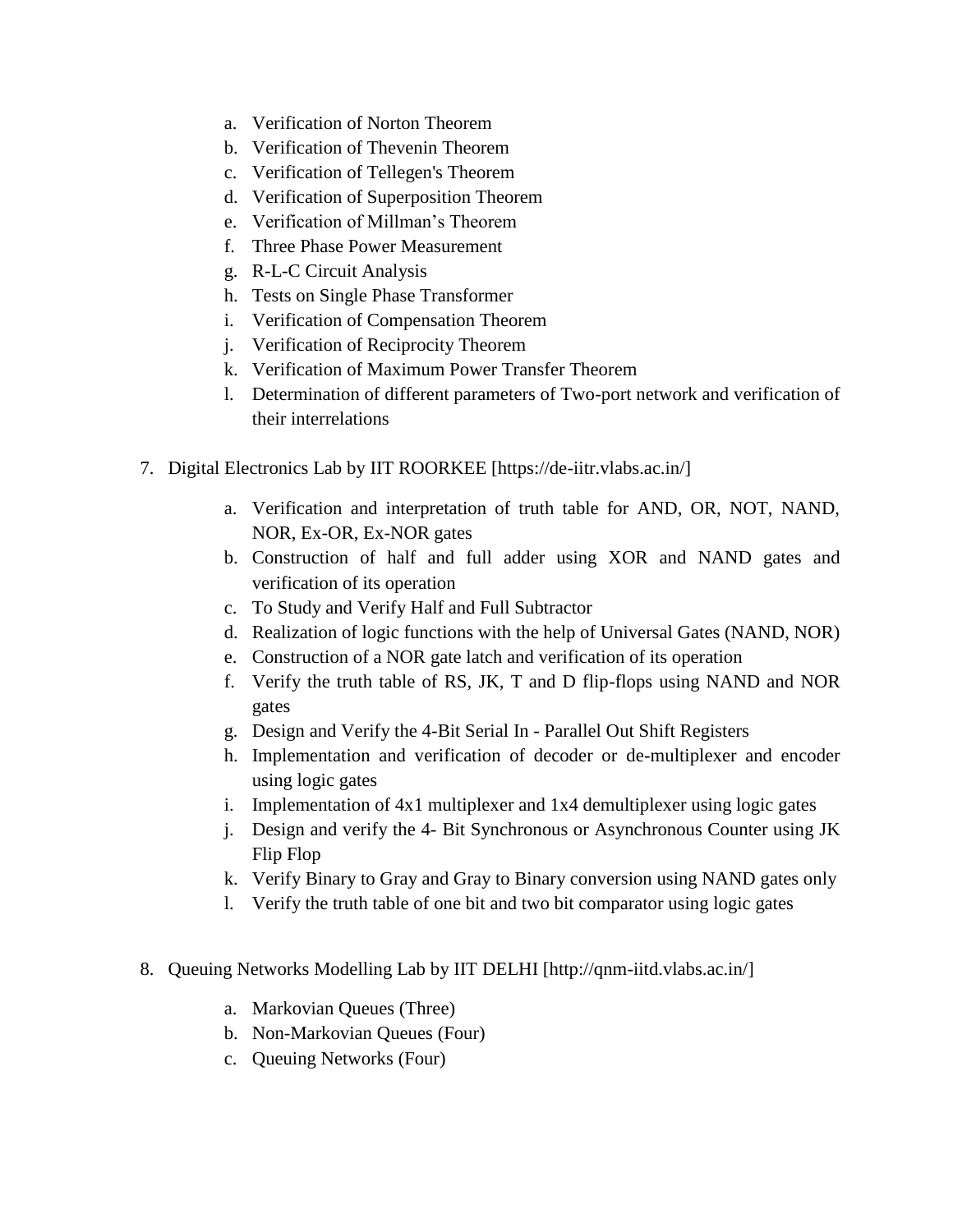a. Verification of Norton Theorem
b. Verification of Thevenin Theorem
c. Verification of Tellegen's Theorem
d. Verification of Superposition Theorem
e. Verification of Millman's Theorem
f. Three Phase Power Measurement
g. R-L-C Circuit Analysis
h. Tests on Single Phase Transformer
i. Verification of Compensation Theorem
j. Verification of Reciprocity Theorem
k. Verification of Maximum Power Transfer Theorem
l. Determination of different parameters of Two-port network and verification of their interrelations

7. Digital Electronics Lab by IIT ROORKEE [https://de-iitr.vlabs.ac.in/]

    a. Verification and interpretation of truth table for AND, OR, NOT, NAND, NOR, Ex-OR, Ex-NOR gates
    b. Construction of half and full adder using XOR and NAND gates and verification of its operation
    c. To Study and Verify Half and Full Subtractor
    d. Realization of logic functions with the help of Universal Gates (NAND, NOR)
    e. Construction of a NOR gate latch and verification of its operation
    f. Verify the truth table of RS, JK, T and D flip-flops using NAND and NOR gates
    g. Design and Verify the 4-Bit Serial In - Parallel Out Shift Registers
    h. Implementation and verification of decoder or de-multiplexer and encoder using logic gates
    i. Implementation of 4x1 multiplexer and 1x4 demultiplexer using logic gates
    j. Design and verify the 4- Bit Synchronous or Asynchronous Counter using JK Flip Flop
    k. Verify Binary to Gray and Gray to Binary conversion using NAND gates only
    l. Verify the truth table of one bit and two bit comparator using logic gates

8. Queuing Networks Modelling Lab by IIT DELHI [http://qnm-iitd.vlabs.ac.in/]

    a. Markovian Queues (Three)
    b. Non-Markovian Queues (Four)
    c. Queuing Networks (Four)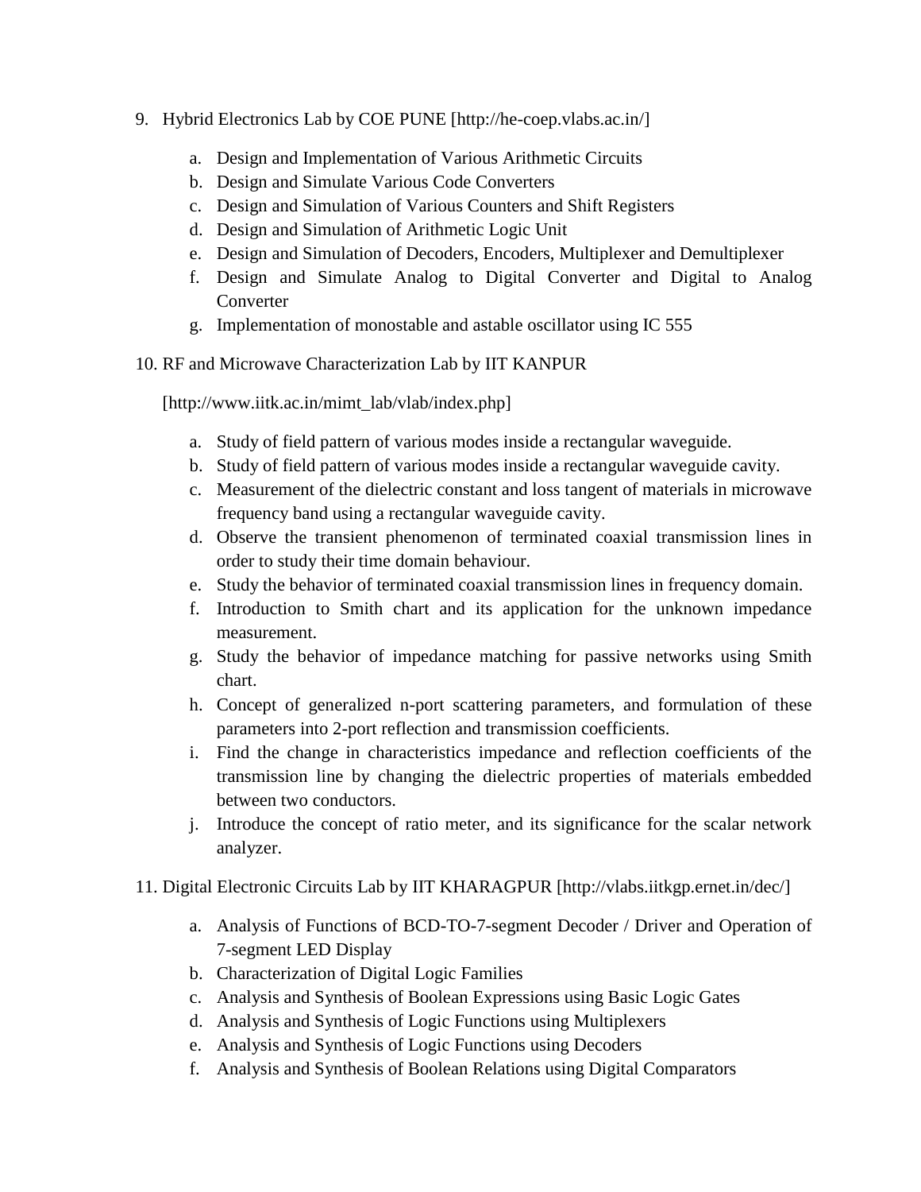9. Hybrid Electronics Lab by COE PUNE [http://he-coep.vlabs.ac.in/]

    a. Design and Implementation of Various Arithmetic Circuits
    b. Design and Simulate Various Code Converters
    c. Design and Simulation of Various Counters and Shift Registers
    d. Design and Simulation of Arithmetic Logic Unit
    e. Design and Simulation of Decoders, Encoders, Multiplexer and Demultiplexer
    f. Design and Simulate Analog to Digital Converter and Digital to Analog Converter
    g. Implementation of monostable and astable oscillator using IC 555

10. RF and Microwave Characterization Lab by IIT KANPUR

    [http://www.iitk.ac.in/mimt_lab/vlab/index.php]

    a. Study of field pattern of various modes inside a rectangular waveguide.
    b. Study of field pattern of various modes inside a rectangular waveguide cavity.
    c. Measurement of the dielectric constant and loss tangent of materials in microwave frequency band using a rectangular waveguide cavity.
    d. Observe the transient phenomenon of terminated coaxial transmission lines in order to study their time domain behaviour.
    e. Study the behavior of terminated coaxial transmission lines in frequency domain.
    f. Introduction to Smith chart and its application for the unknown impedance measurement.
    g. Study the behavior of impedance matching for passive networks using Smith chart.
    h. Concept of generalized n-port scattering parameters, and formulation of these parameters into 2-port reflection and transmission coefficients.
    i. Find the change in characteristics impedance and reflection coefficients of the transmission line by changing the dielectric properties of materials embedded between two conductors.
    j. Introduce the concept of ratio meter, and its significance for the scalar network analyzer.

11. Digital Electronic Circuits Lab by IIT KHARAGPUR [http://vlabs.iitkgp.ernet.in/dec/]

    a. Analysis of Functions of BCD-TO-7-segment Decoder / Driver and Operation of 7-segment LED Display
    b. Characterization of Digital Logic Families
    c. Analysis and Synthesis of Boolean Expressions using Basic Logic Gates
    d. Analysis and Synthesis of Logic Functions using Multiplexers
    e. Analysis and Synthesis of Logic Functions using Decoders
    f. Analysis and Synthesis of Boolean Relations using Digital Comparators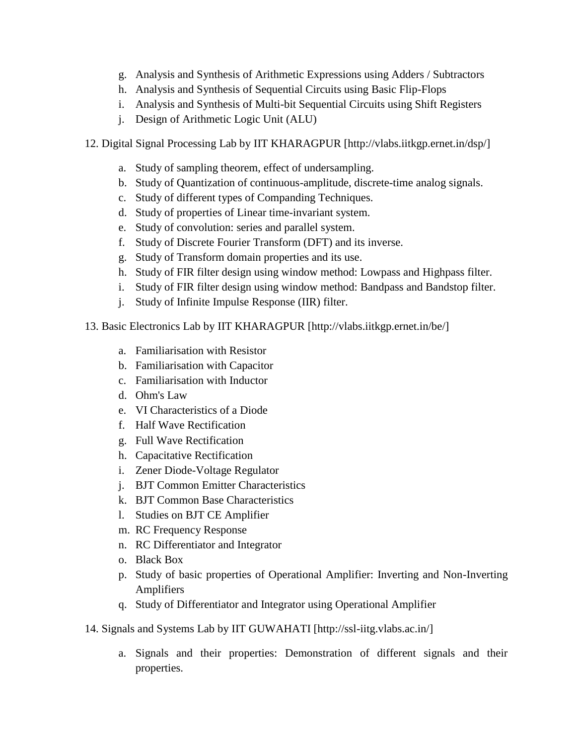g. Analysis and Synthesis of Arithmetic Expressions using Adders / Subtractors
h. Analysis and Synthesis of Sequential Circuits using Basic Flip-Flops
i. Analysis and Synthesis of Multi-bit Sequential Circuits using Shift Registers
j. Design of Arithmetic Logic Unit (ALU)

12. Digital Signal Processing Lab by IIT KHARAGPUR [http://vlabs.iitkgp.ernet.in/dsp/]

    a. Study of sampling theorem, effect of undersampling.
    b. Study of Quantization of continuous-amplitude, discrete-time analog signals.
    c. Study of different types of Companding Techniques.
    d. Study of properties of Linear time-invariant system.
    e. Study of convolution: series and parallel system.
    f. Study of Discrete Fourier Transform (DFT) and its inverse.
    g. Study of Transform domain properties and its use.
    h. Study of FIR filter design using window method: Lowpass and Highpass filter.
    i. Study of FIR filter design using window method: Bandpass and Bandstop filter.
    j. Study of Infinite Impulse Response (IIR) filter.

13. Basic Electronics Lab by IIT KHARAGPUR [http://vlabs.iitkgp.ernet.in/be/]

    a. Familiarisation with Resistor
    b. Familiarisation with Capacitor
    c. Familiarisation with Inductor
    d. Ohm's Law
    e. VI Characteristics of a Diode
    f. Half Wave Rectification
    g. Full Wave Rectification
    h. Capacitative Rectification
    i. Zener Diode-Voltage Regulator
    j. BJT Common Emitter Characteristics
    k. BJT Common Base Characteristics
    l. Studies on BJT CE Amplifier
    m. RC Frequency Response
    n. RC Differentiator and Integrator
    o. Black Box
    p. Study of basic properties of Operational Amplifier: Inverting and Non-Inverting Amplifiers
    q. Study of Differentiator and Integrator using Operational Amplifier

14. Signals and Systems Lab by IIT GUWAHATI [http://ssl-iitg.vlabs.ac.in/]

    a. Signals and their properties: Demonstration of different signals and their properties.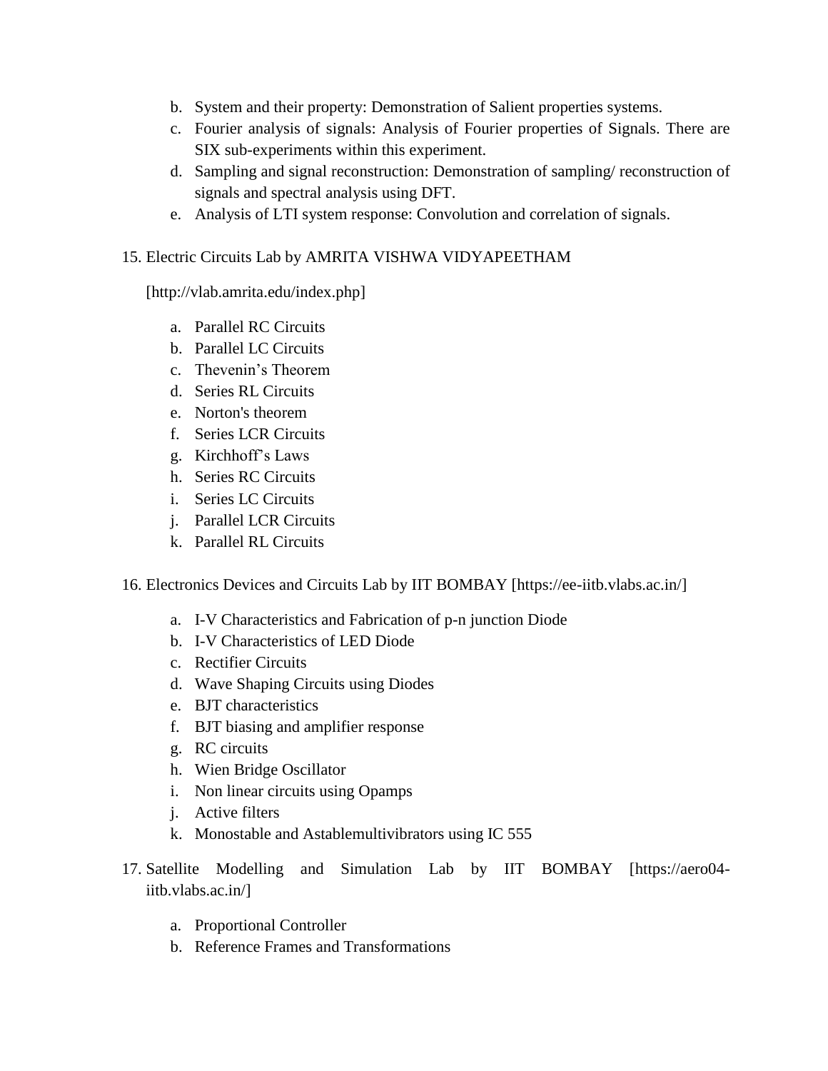- b. System and their property: Demonstration of Salient properties systems.
- c. Fourier analysis of signals: Analysis of Fourier properties of Signals. There are SIX sub-experiments within this experiment.
- d. Sampling and signal reconstruction: Demonstration of sampling/ reconstruction of signals and spectral analysis using DFT.
- e. Analysis of LTI system response: Convolution and correlation of signals.

15. Electric Circuits Lab by AMRITA VISHWA VIDYAPEETHAM

    [http://vlab.amrita.edu/index.php]

    - a. Parallel RC Circuits
    - b. Parallel LC Circuits
    - c. Thevenin's Theorem
    - d. Series RL Circuits
    - e. Norton's theorem
    - f. Series LCR Circuits
    - g. Kirchhoff's Laws
    - h. Series RC Circuits
    - i. Series LC Circuits
    - j. Parallel LCR Circuits
    - k. Parallel RL Circuits

16. Electronics Devices and Circuits Lab by IIT BOMBAY [https://ee-iitb.vlabs.ac.in/]

    - a. I-V Characteristics and Fabrication of p-n junction Diode
    - b. I-V Characteristics of LED Diode
    - c. Rectifier Circuits
    - d. Wave Shaping Circuits using Diodes
    - e. BJT characteristics
    - f. BJT biasing and amplifier response
    - g. RC circuits
    - h. Wien Bridge Oscillator
    - i. Non linear circuits using Opamps
    - j. Active filters
    - k. Monostable and Astablemultivibrators using IC 555

17. Satellite Modelling and Simulation Lab by IIT BOMBAY [https://aero04-iitb.vlabs.ac.in/]

    - a. Proportional Controller
    - b. Reference Frames and Transformations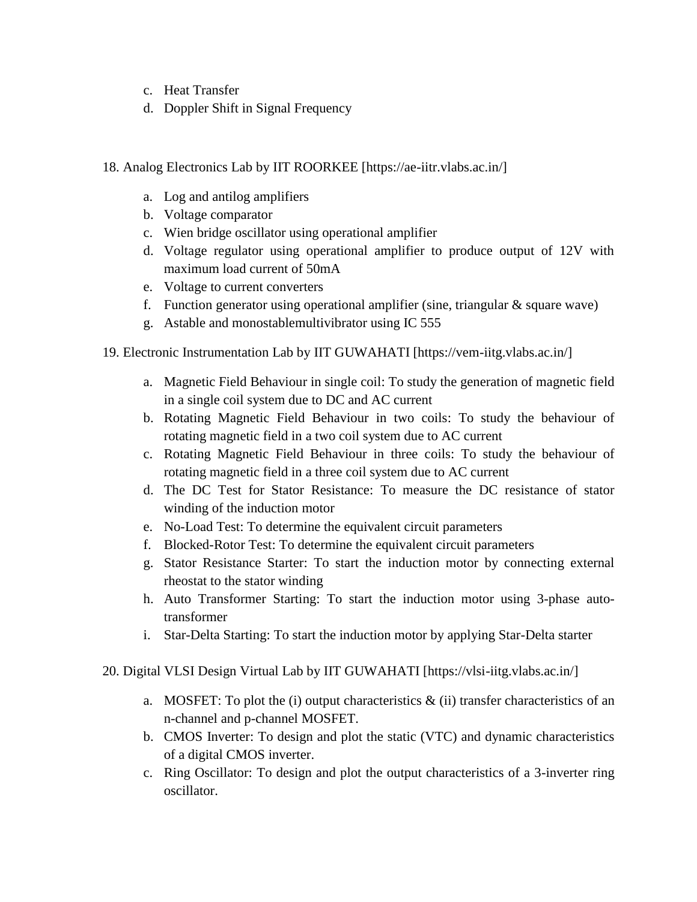c. Heat Transfer
d. Doppler Shift in Signal Frequency

18. Analog Electronics Lab by IIT ROORKEE [https://ae-iitr.vlabs.ac.in/]

a. Log and antilog amplifiers
b. Voltage comparator
c. Wien bridge oscillator using operational amplifier
d. Voltage regulator using operational amplifier to produce output of 12V with maximum load current of 50mA
e. Voltage to current converters
f. Function generator using operational amplifier (sine, triangular & square wave)
g. Astable and monostablemultivibrator using IC 555

19. Electronic Instrumentation Lab by IIT GUWAHATI [https://vem-iitg.vlabs.ac.in/]

a. Magnetic Field Behaviour in single coil: To study the generation of magnetic field in a single coil system due to DC and AC current
b. Rotating Magnetic Field Behaviour in two coils: To study the behaviour of rotating magnetic field in a two coil system due to AC current
c. Rotating Magnetic Field Behaviour in three coils: To study the behaviour of rotating magnetic field in a three coil system due to AC current
d. The DC Test for Stator Resistance: To measure the DC resistance of stator winding of the induction motor
e. No-Load Test: To determine the equivalent circuit parameters
f. Blocked-Rotor Test: To determine the equivalent circuit parameters
g. Stator Resistance Starter: To start the induction motor by connecting external rheostat to the stator winding
h. Auto Transformer Starting: To start the induction motor using 3-phase auto-transformer
i. Star-Delta Starting: To start the induction motor by applying Star-Delta starter

20. Digital VLSI Design Virtual Lab by IIT GUWAHATI [https://vlsi-iitg.vlabs.ac.in/]

a. MOSFET: To plot the (i) output characteristics & (ii) transfer characteristics of an n-channel and p-channel MOSFET.
b. CMOS Inverter: To design and plot the static (VTC) and dynamic characteristics of a digital CMOS inverter.
c. Ring Oscillator: To design and plot the output characteristics of a 3-inverter ring oscillator.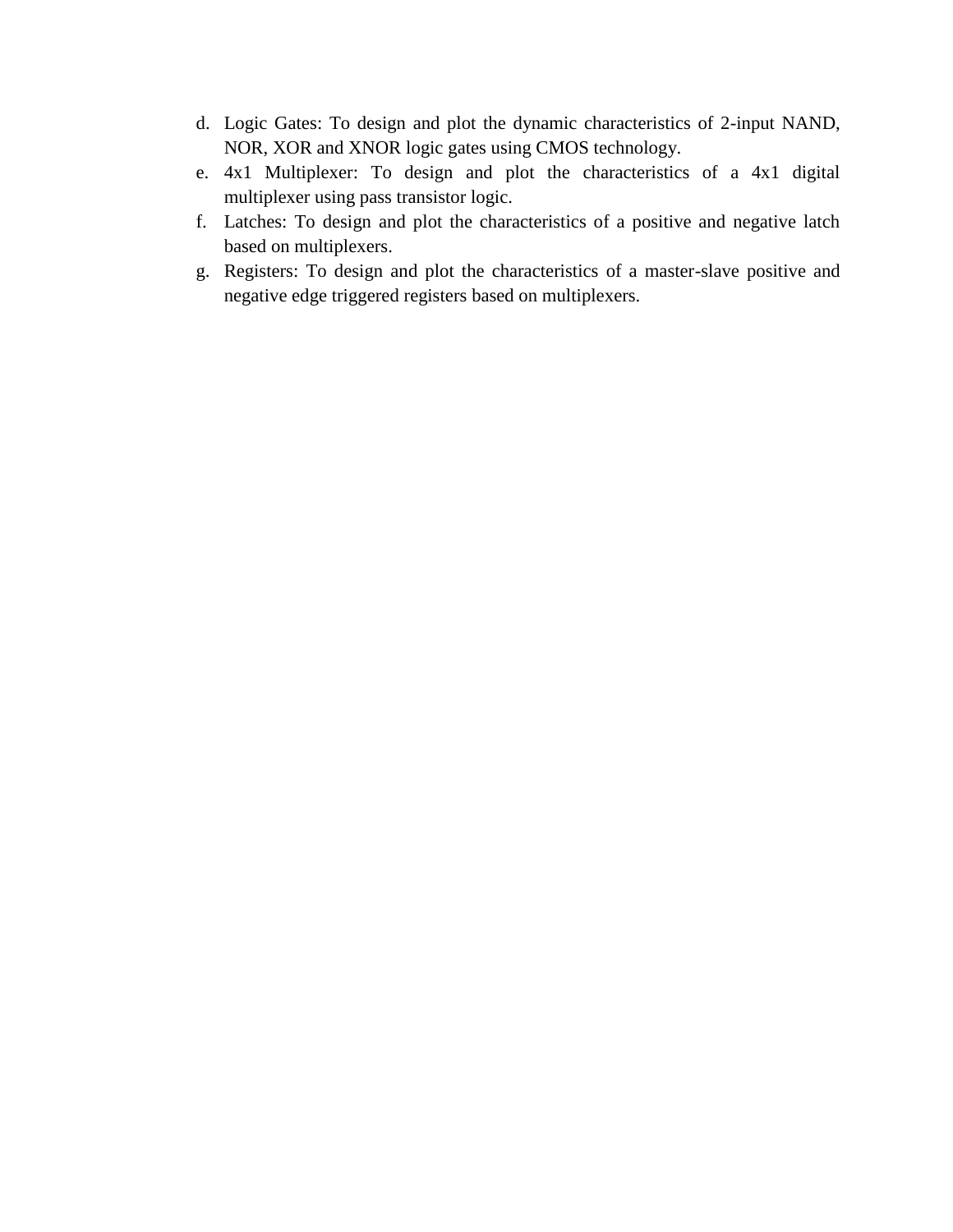d. Logic Gates: To design and plot the dynamic characteristics of 2-input NAND, NOR, XOR and XNOR logic gates using CMOS technology.
e. 4x1 Multiplexer: To design and plot the characteristics of a 4x1 digital multiplexer using pass transistor logic.
f. Latches: To design and plot the characteristics of a positive and negative latch based on multiplexers.
g. Registers: To design and plot the characteristics of a master-slave positive and negative edge triggered registers based on multiplexers.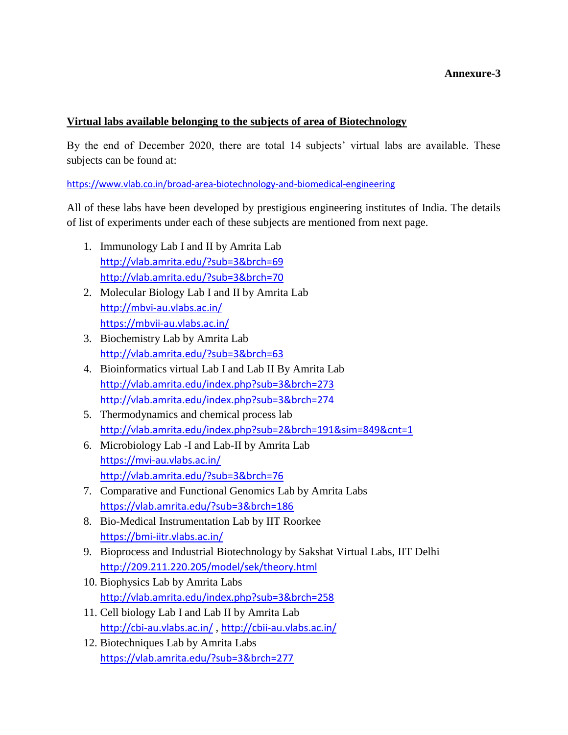**Annexure-3**

**Virtual labs available belonging to the subjects of area of Biotechnology**

By the end of December 2020, there are total 14 subjects' virtual labs are available. These subjects can be found at:

https://www.vlab.co.in/broad-area-biotechnology-and-biomedical-engineering

All of these labs have been developed by prestigious engineering institutes of India. The details of list of experiments under each of these subjects are mentioned from next page.

1. Immunology Lab I and II by Amrita Lab
   http://vlab.amrita.edu/?sub=3&brch=69
   http://vlab.amrita.edu/?sub=3&brch=70
2. Molecular Biology Lab I and II by Amrita Lab
   http://mbvi-au.vlabs.ac.in/
   https://mbvii-au.vlabs.ac.in/
3. Biochemistry Lab by Amrita Lab
   http://vlab.amrita.edu/?sub=3&brch=63
4. Bioinformatics virtual Lab I and Lab II By Amrita Lab
   http://vlab.amrita.edu/index.php?sub=3&brch=273
   http://vlab.amrita.edu/index.php?sub=3&brch=274
5. Thermodynamics and chemical process lab
   http://vlab.amrita.edu/index.php?sub=2&brch=191&sim=849&cnt=1
6. Microbiology Lab -I and Lab-II by Amrita Lab
   https://mvi-au.vlabs.ac.in/
   http://vlab.amrita.edu/?sub=3&brch=76
7. Comparative and Functional Genomics Lab by Amrita Labs
   https://vlab.amrita.edu/?sub=3&brch=186
8. Bio-Medical Instrumentation Lab by IIT Roorkee
   https://bmi-iitr.vlabs.ac.in/
9. Bioprocess and Industrial Biotechnology by Sakshat Virtual Labs, IIT Delhi
   http://209.211.220.205/model/sek/theory.html
10. Biophysics Lab by Amrita Labs
    http://vlab.amrita.edu/index.php?sub=3&brch=258
11. Cell biology Lab I and Lab II by Amrita Lab
    http://cbi-au.vlabs.ac.in/ , http://cbii-au.vlabs.ac.in/
12. Biotechniques Lab by Amrita Labs
    https://vlab.amrita.edu/?sub=3&brch=277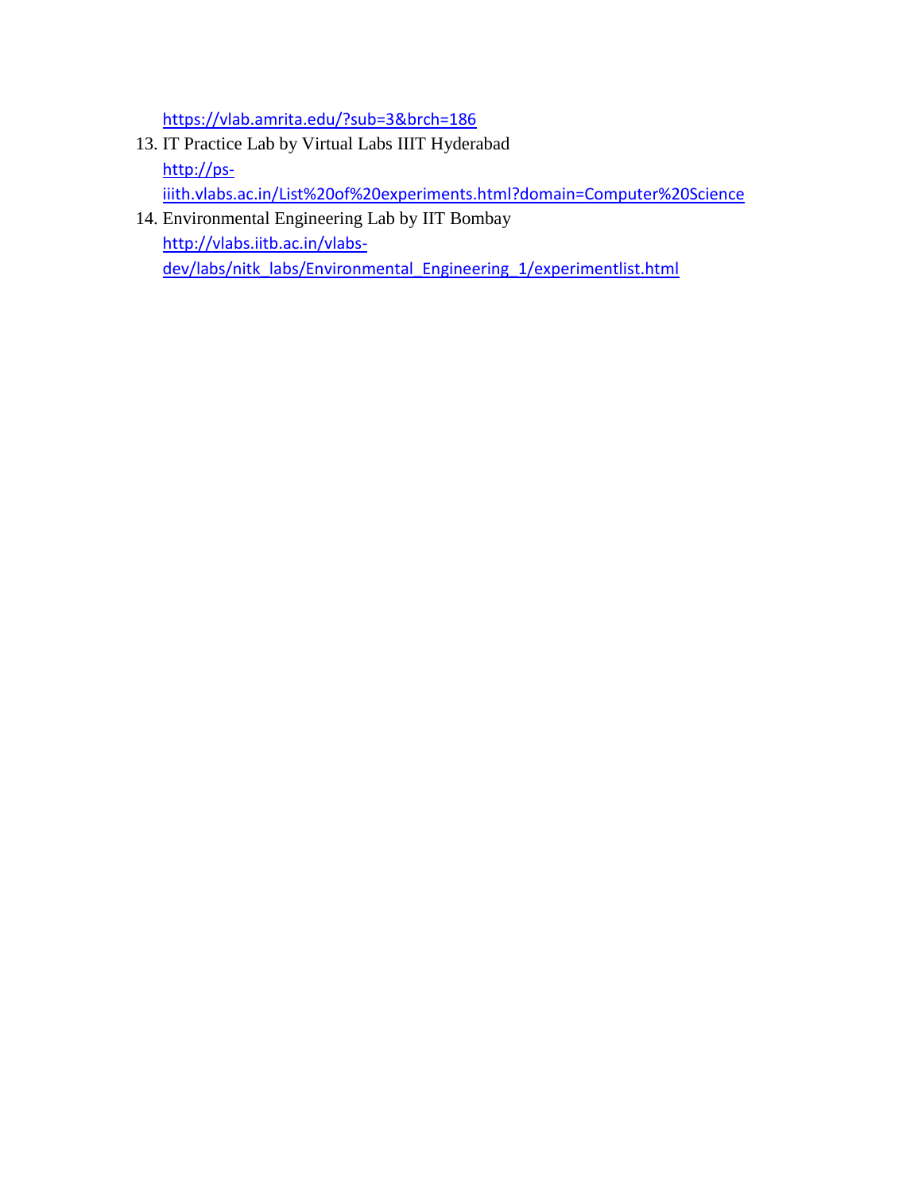https://vlab.amrita.edu/?sub=3&brch=186

13. IT Practice Lab by Virtual Labs IIIT Hyderabad
    http://ps-iiith.vlabs.ac.in/List%20of%20experiments.html?domain=Computer%20Science
14. Environmental Engineering Lab by IIT Bombay
    http://vlabs.iitb.ac.in/vlabs-dev/labs/nitk_labs/Environmental_Engineering_1/experimentlist.html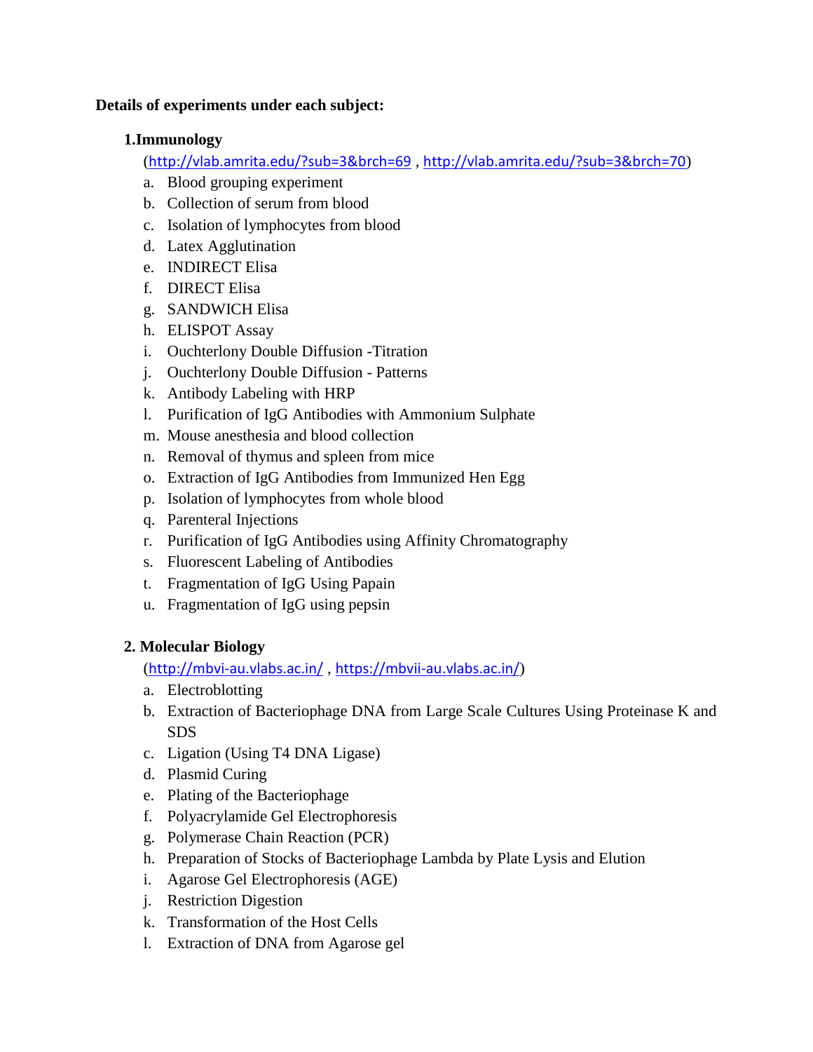**Details of experiments under each subject:**

**1.Immunology**

(http://vlab.amrita.edu/?sub=3&brch=69 , http://vlab.amrita.edu/?sub=3&brch=70)

a. Blood grouping experiment
b. Collection of serum from blood
c. Isolation of lymphocytes from blood
d. Latex Agglutination
e. INDIRECT Elisa
f. DIRECT Elisa
g. SANDWICH Elisa
h. ELISPOT Assay
i. Ouchterlony Double Diffusion -Titration
j. Ouchterlony Double Diffusion - Patterns
k. Antibody Labeling with HRP
l. Purification of IgG Antibodies with Ammonium Sulphate
m. Mouse anesthesia and blood collection
n. Removal of thymus and spleen from mice
o. Extraction of IgG Antibodies from Immunized Hen Egg
p. Isolation of lymphocytes from whole blood
q. Parenteral Injections
r. Purification of IgG Antibodies using Affinity Chromatography
s. Fluorescent Labeling of Antibodies
t. Fragmentation of IgG Using Papain
u. Fragmentation of IgG using pepsin

**2. Molecular Biology**

(http://mbvi-au.vlabs.ac.in/ , https://mbvii-au.vlabs.ac.in/)

a. Electroblotting
b. Extraction of Bacteriophage DNA from Large Scale Cultures Using Proteinase K and SDS
c. Ligation (Using T4 DNA Ligase)
d. Plasmid Curing
e. Plating of the Bacteriophage
f. Polyacrylamide Gel Electrophoresis
g. Polymerase Chain Reaction (PCR)
h. Preparation of Stocks of Bacteriophage Lambda by Plate Lysis and Elution
i. Agarose Gel Electrophoresis (AGE)
j. Restriction Digestion
k. Transformation of the Host Cells
l. Extraction of DNA from Agarose gel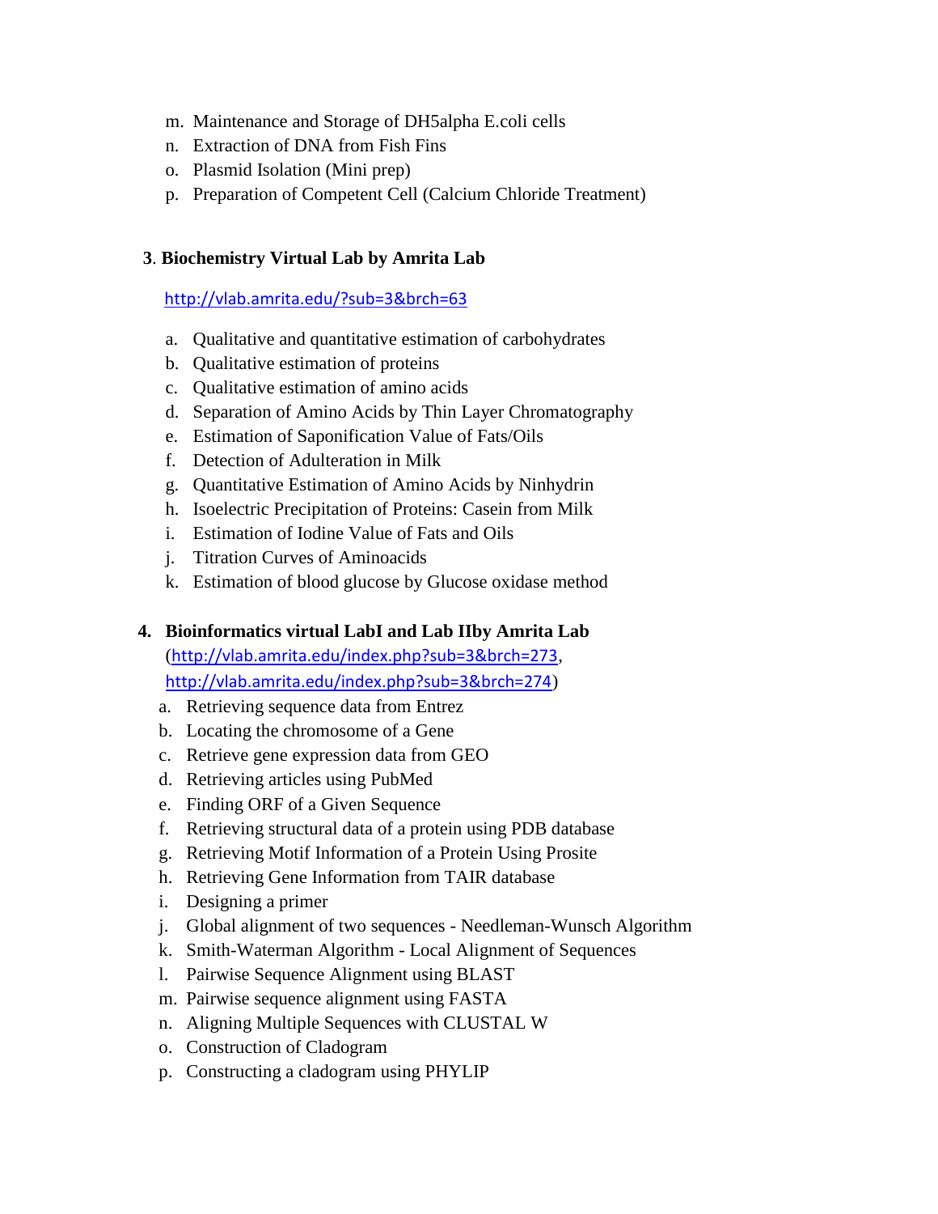m. Maintenance and Storage of DH5alpha E.coli cells
n. Extraction of DNA from Fish Fins
o. Plasmid Isolation (Mini prep)
p. Preparation of Competent Cell (Calcium Chloride Treatment)

**3. Biochemistry Virtual Lab by Amrita Lab**

http://vlab.amrita.edu/?sub=3&brch=63

a. Qualitative and quantitative estimation of carbohydrates
b. Qualitative estimation of proteins
c. Qualitative estimation of amino acids
d. Separation of Amino Acids by Thin Layer Chromatography
e. Estimation of Saponification Value of Fats/Oils
f. Detection of Adulteration in Milk
g. Quantitative Estimation of Amino Acids by Ninhydrin
h. Isoelectric Precipitation of Proteins: Casein from Milk
i. Estimation of Iodine Value of Fats and Oils
j. Titration Curves of Aminoacids
k. Estimation of blood glucose by Glucose oxidase method

**4. Bioinformatics virtual LabI and Lab IIby Amrita Lab**
(http://vlab.amrita.edu/index.php?sub=3&brch=273, http://vlab.amrita.edu/index.php?sub=3&brch=274)

a. Retrieving sequence data from Entrez
b. Locating the chromosome of a Gene
c. Retrieve gene expression data from GEO
d. Retrieving articles using PubMed
e. Finding ORF of a Given Sequence
f. Retrieving structural data of a protein using PDB database
g. Retrieving Motif Information of a Protein Using Prosite
h. Retrieving Gene Information from TAIR database
i. Designing a primer
j. Global alignment of two sequences - Needleman-Wunsch Algorithm
k. Smith-Waterman Algorithm - Local Alignment of Sequences
l. Pairwise Sequence Alignment using BLAST
m. Pairwise sequence alignment using FASTA
n. Aligning Multiple Sequences with CLUSTAL W
o. Construction of Cladogram
p. Constructing a cladogram using PHYLIP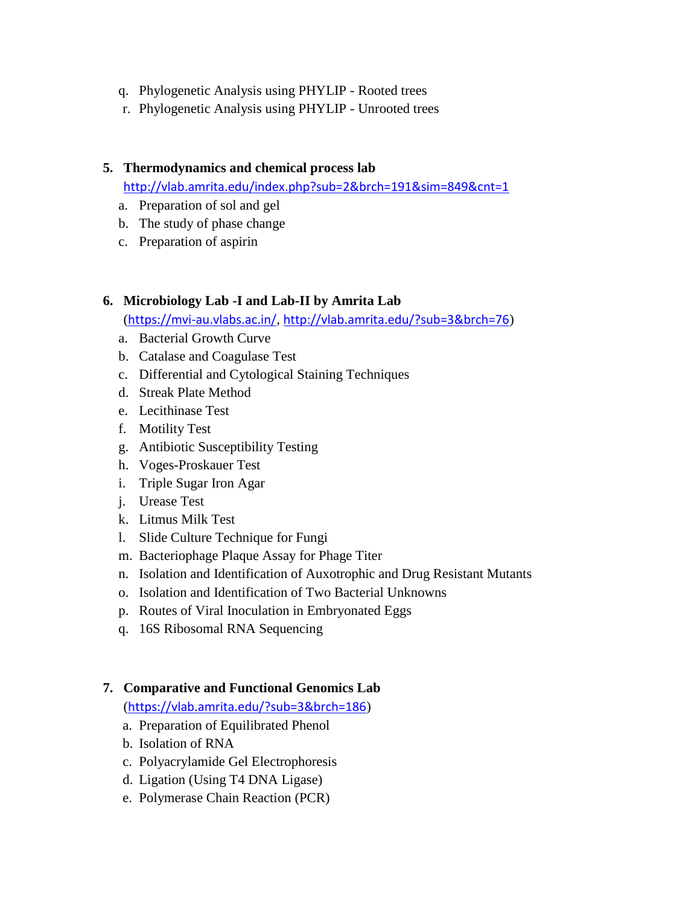q. Phylogenetic Analysis using PHYLIP - Rooted trees
r. Phylogenetic Analysis using PHYLIP - Unrooted trees

**5. Thermodynamics and chemical process lab**

http://vlab.amrita.edu/index.php?sub=2&brch=191&sim=849&cnt=1

a. Preparation of sol and gel
b. The study of phase change
c. Preparation of aspirin

**6. Microbiology Lab -I and Lab-II by Amrita Lab**

(https://mvi-au.vlabs.ac.in/, http://vlab.amrita.edu/?sub=3&brch=76)

a. Bacterial Growth Curve
b. Catalase and Coagulase Test
c. Differential and Cytological Staining Techniques
d. Streak Plate Method
e. Lecithinase Test
f. Motility Test
g. Antibiotic Susceptibility Testing
h. Voges-Proskauer Test
i. Triple Sugar Iron Agar
j. Urease Test
k. Litmus Milk Test
l. Slide Culture Technique for Fungi
m. Bacteriophage Plaque Assay for Phage Titer
n. Isolation and Identification of Auxotrophic and Drug Resistant Mutants
o. Isolation and Identification of Two Bacterial Unknowns
p. Routes of Viral Inoculation in Embryonated Eggs
q. 16S Ribosomal RNA Sequencing

**7. Comparative and Functional Genomics Lab**

(https://vlab.amrita.edu/?sub=3&brch=186)

a. Preparation of Equilibrated Phenol
b. Isolation of RNA
c. Polyacrylamide Gel Electrophoresis
d. Ligation (Using T4 DNA Ligase)
e. Polymerase Chain Reaction (PCR)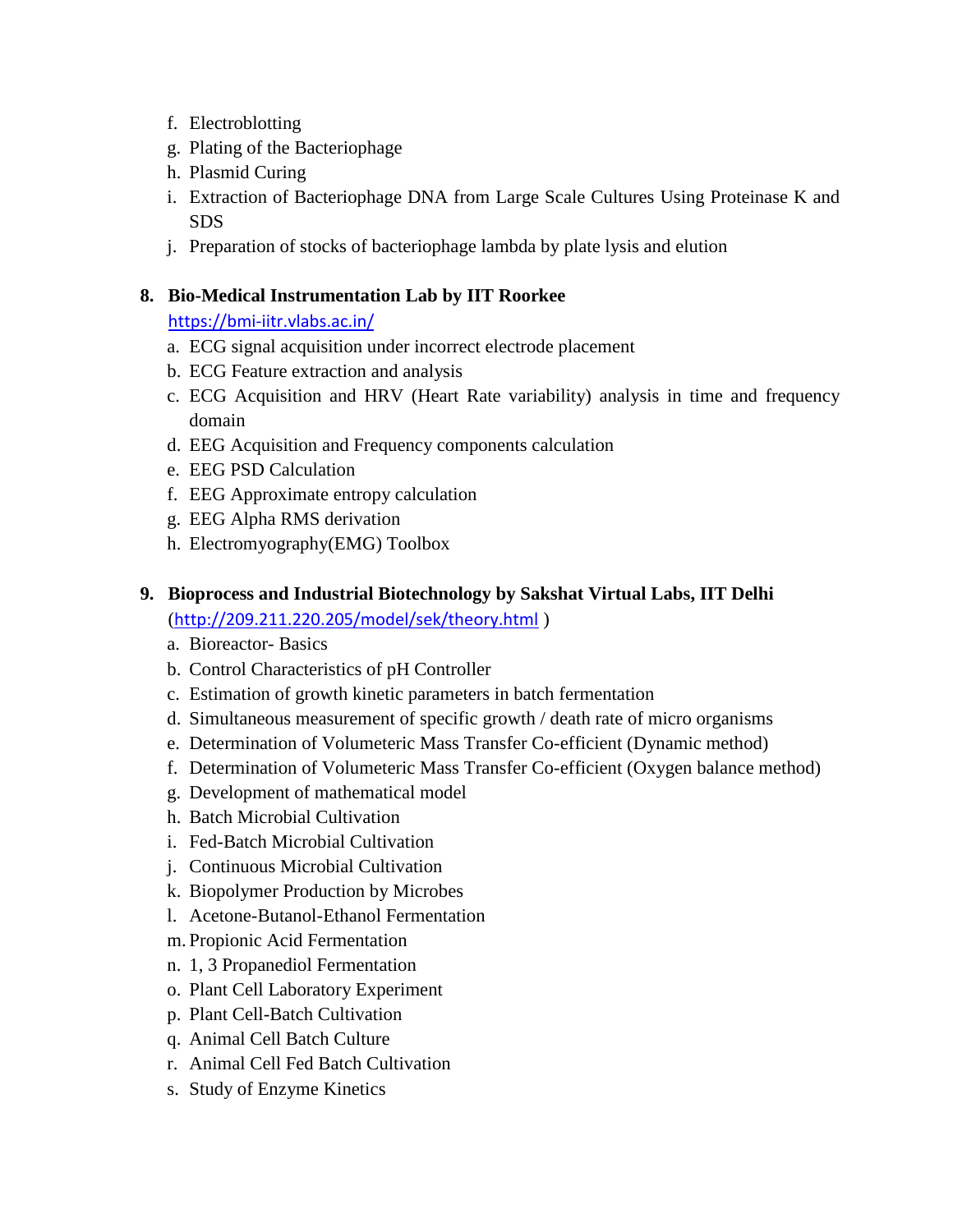f. Electroblotting
g. Plating of the Bacteriophage
h. Plasmid Curing
i. Extraction of Bacteriophage DNA from Large Scale Cultures Using Proteinase K and SDS
j. Preparation of stocks of bacteriophage lambda by plate lysis and elution

**8. Bio-Medical Instrumentation Lab by IIT Roorkee**

https://bmi-iitr.vlabs.ac.in/

a. ECG signal acquisition under incorrect electrode placement
b. ECG Feature extraction and analysis
c. ECG Acquisition and HRV (Heart Rate variability) analysis in time and frequency domain
d. EEG Acquisition and Frequency components calculation
e. EEG PSD Calculation
f. EEG Approximate entropy calculation
g. EEG Alpha RMS derivation
h. Electromyography(EMG) Toolbox

**9. Bioprocess and Industrial Biotechnology by Sakshat Virtual Labs, IIT Delhi**

(http://209.211.220.205/model/sek/theory.html )

a. Bioreactor- Basics
b. Control Characteristics of pH Controller
c. Estimation of growth kinetic parameters in batch fermentation
d. Simultaneous measurement of specific growth / death rate of micro organisms
e. Determination of Volumeteric Mass Transfer Co-efficient (Dynamic method)
f. Determination of Volumeteric Mass Transfer Co-efficient (Oxygen balance method)
g. Development of mathematical model
h. Batch Microbial Cultivation
i. Fed-Batch Microbial Cultivation
j. Continuous Microbial Cultivation
k. Biopolymer Production by Microbes
l. Acetone-Butanol-Ethanol Fermentation
m. Propionic Acid Fermentation
n. 1, 3 Propanediol Fermentation
o. Plant Cell Laboratory Experiment
p. Plant Cell-Batch Cultivation
q. Animal Cell Batch Culture
r. Animal Cell Fed Batch Cultivation
s. Study of Enzyme Kinetics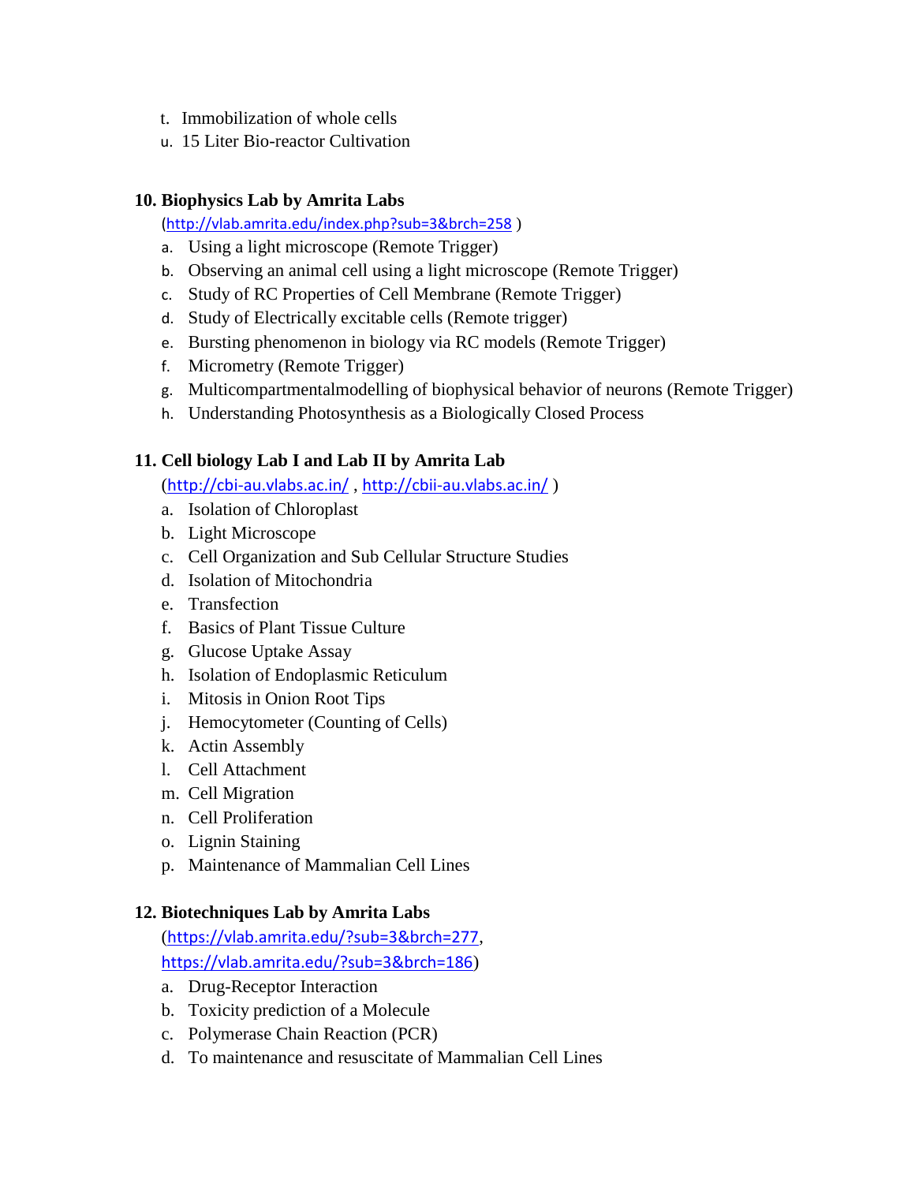t. Immobilization of whole cells
u. 15 Liter Bio-reactor Cultivation

**10. Biophysics Lab by Amrita Labs**

(http://vlab.amrita.edu/index.php?sub=3&brch=258 )

a. Using a light microscope (Remote Trigger)
b. Observing an animal cell using a light microscope (Remote Trigger)
c. Study of RC Properties of Cell Membrane (Remote Trigger)
d. Study of Electrically excitable cells (Remote trigger)
e. Bursting phenomenon in biology via RC models (Remote Trigger)
f. Micrometry (Remote Trigger)
g. Multicompartmentalmodelling of biophysical behavior of neurons (Remote Trigger)
h. Understanding Photosynthesis as a Biologically Closed Process

**11. Cell biology Lab I and Lab II by Amrita Lab**

(http://cbi-au.vlabs.ac.in/ , http://cbii-au.vlabs.ac.in/ )

a. Isolation of Chloroplast
b. Light Microscope
c. Cell Organization and Sub Cellular Structure Studies
d. Isolation of Mitochondria
e. Transfection
f. Basics of Plant Tissue Culture
g. Glucose Uptake Assay
h. Isolation of Endoplasmic Reticulum
i. Mitosis in Onion Root Tips
j. Hemocytometer (Counting of Cells)
k. Actin Assembly
l. Cell Attachment
m. Cell Migration
n. Cell Proliferation
o. Lignin Staining
p. Maintenance of Mammalian Cell Lines

**12. Biotechniques Lab by Amrita Labs**

(https://vlab.amrita.edu/?sub=3&brch=277, https://vlab.amrita.edu/?sub=3&brch=186)

a. Drug-Receptor Interaction
b. Toxicity prediction of a Molecule
c. Polymerase Chain Reaction (PCR)
d. To maintenance and resuscitate of Mammalian Cell Lines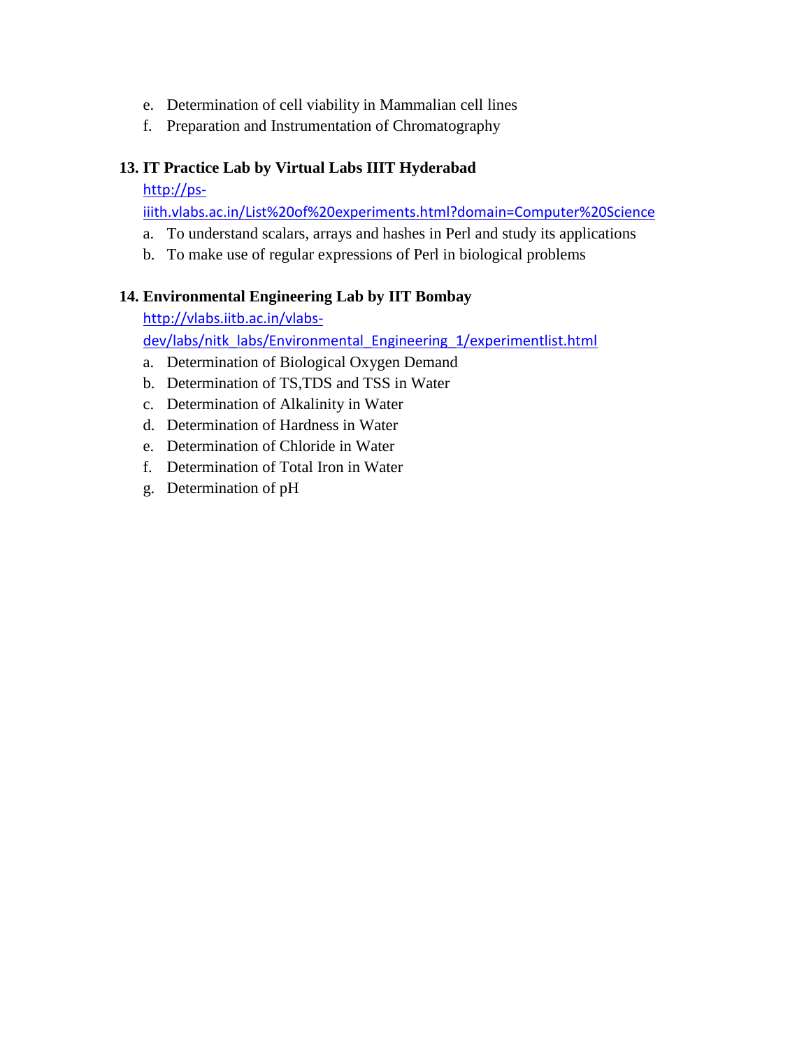e. Determination of cell viability in Mammalian cell lines
f. Preparation and Instrumentation of Chromatography

**13. IT Practice Lab by Virtual Labs IIIT Hyderabad**

http://ps-iiith.vlabs.ac.in/List%20of%20experiments.html?domain=Computer%20Science

a. To understand scalars, arrays and hashes in Perl and study its applications
b. To make use of regular expressions of Perl in biological problems

**14. Environmental Engineering Lab by IIT Bombay**

http://vlabs.iitb.ac.in/vlabs-dev/labs/nitk_labs/Environmental_Engineering_1/experimentlist.html

a. Determination of Biological Oxygen Demand
b. Determination of TS,TDS and TSS in Water
c. Determination of Alkalinity in Water
d. Determination of Hardness in Water
e. Determination of Chloride in Water
f. Determination of Total Iron in Water
g. Determination of pH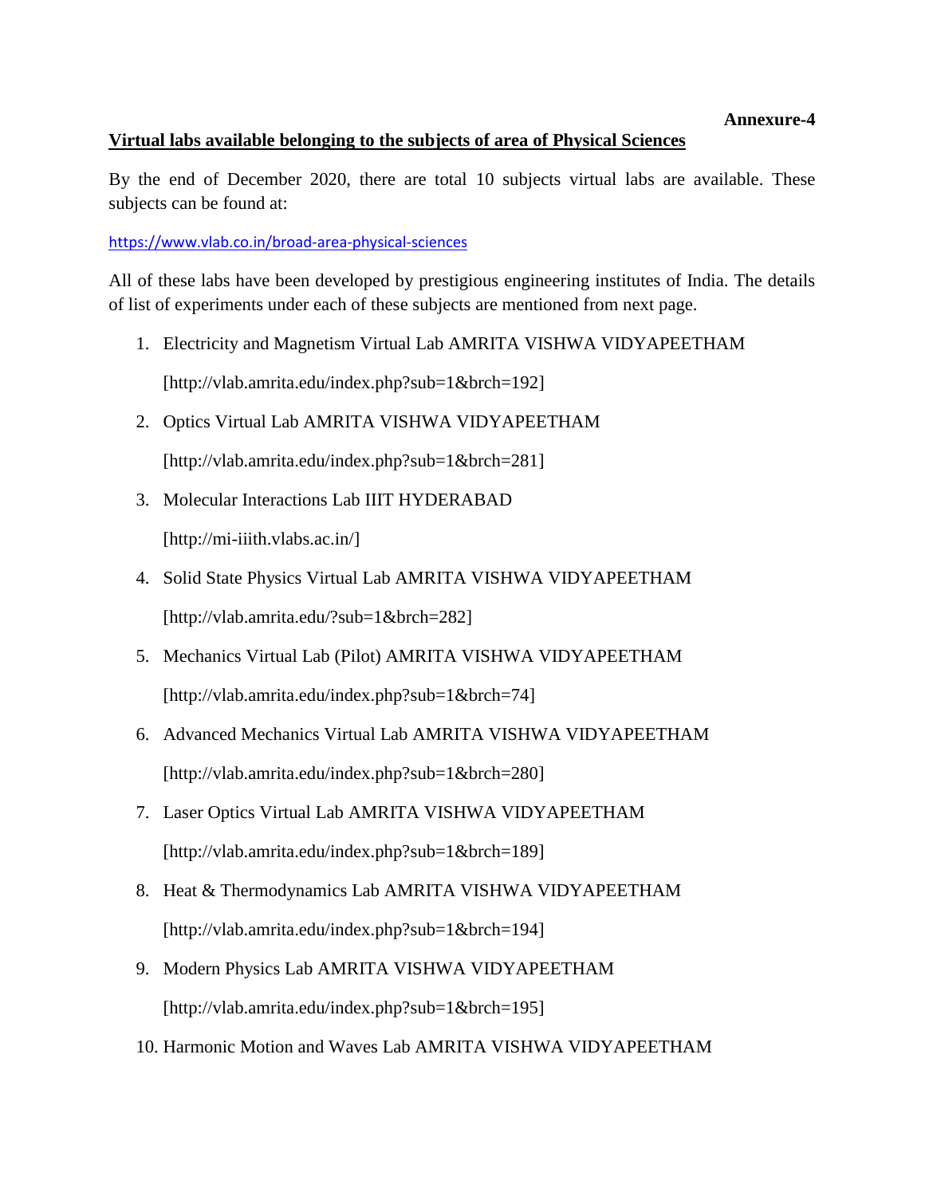**Annexure-4**

**Virtual labs available belonging to the subjects of area of Physical Sciences**

By the end of December 2020, there are total 10 subjects virtual labs are available. These subjects can be found at:

https://www.vlab.co.in/broad-area-physical-sciences

All of these labs have been developed by prestigious engineering institutes of India. The details of list of experiments under each of these subjects are mentioned from next page.

1. Electricity and Magnetism Virtual Lab AMRITA VISHWA VIDYAPEETHAM

   [http://vlab.amrita.edu/index.php?sub=1&brch=192]

2. Optics Virtual Lab AMRITA VISHWA VIDYAPEETHAM

   [http://vlab.amrita.edu/index.php?sub=1&brch=281]

3. Molecular Interactions Lab IIIT HYDERABAD

   [http://mi-iiith.vlabs.ac.in/]

4. Solid State Physics Virtual Lab AMRITA VISHWA VIDYAPEETHAM

   [http://vlab.amrita.edu/?sub=1&brch=282]

5. Mechanics Virtual Lab (Pilot) AMRITA VISHWA VIDYAPEETHAM

   [http://vlab.amrita.edu/index.php?sub=1&brch=74]

6. Advanced Mechanics Virtual Lab AMRITA VISHWA VIDYAPEETHAM

   [http://vlab.amrita.edu/index.php?sub=1&brch=280]

7. Laser Optics Virtual Lab AMRITA VISHWA VIDYAPEETHAM

   [http://vlab.amrita.edu/index.php?sub=1&brch=189]

8. Heat & Thermodynamics Lab AMRITA VISHWA VIDYAPEETHAM

   [http://vlab.amrita.edu/index.php?sub=1&brch=194]

9. Modern Physics Lab AMRITA VISHWA VIDYAPEETHAM

   [http://vlab.amrita.edu/index.php?sub=1&brch=195]

10. Harmonic Motion and Waves Lab AMRITA VISHWA VIDYAPEETHAM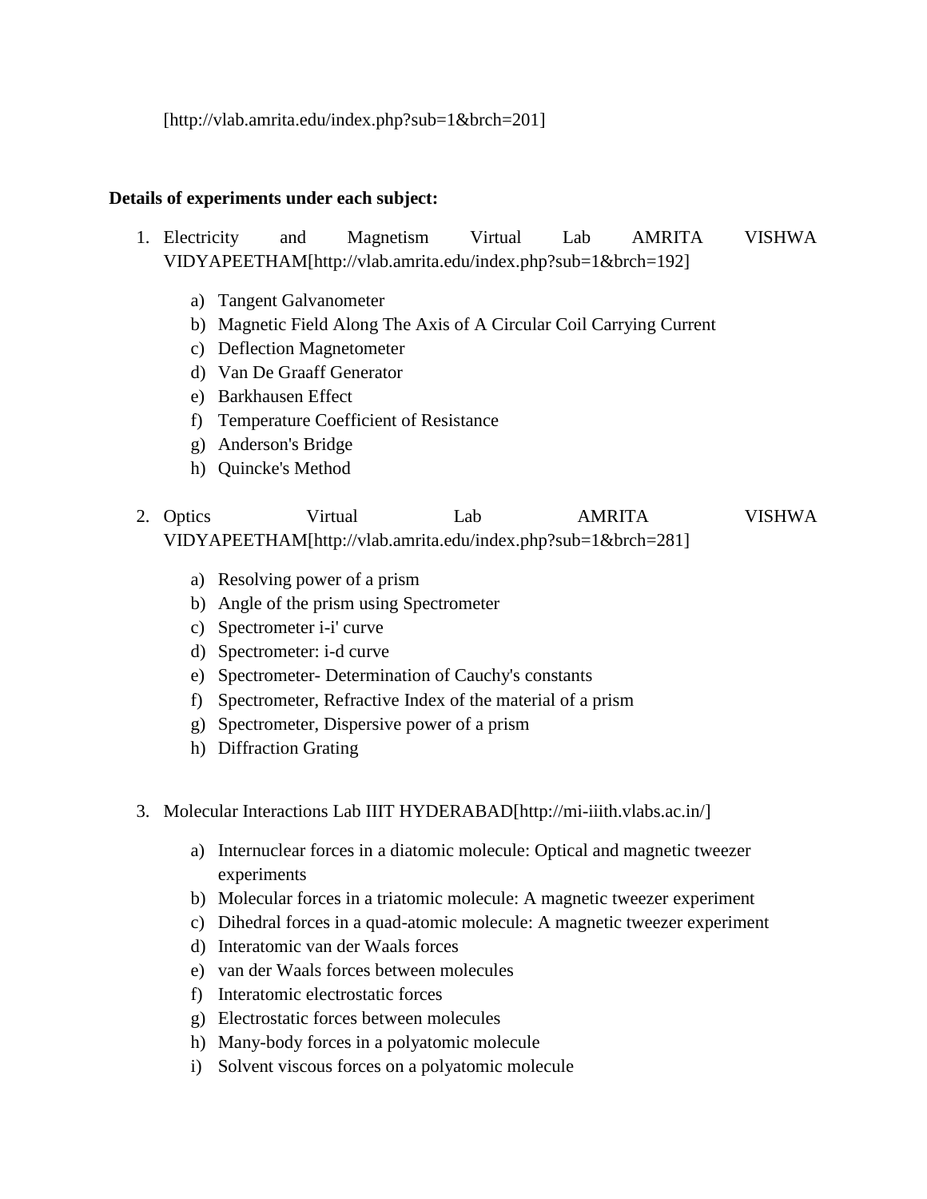[http://vlab.amrita.edu/index.php?sub=1&brch=201]

**Details of experiments under each subject:**

1. Electricity and Magnetism Virtual Lab AMRITA VISHWA VIDYAPEETHAM[http://vlab.amrita.edu/index.php?sub=1&brch=192]

    a) Tangent Galvanometer
    b) Magnetic Field Along The Axis of A Circular Coil Carrying Current
    c) Deflection Magnetometer
    d) Van De Graaff Generator
    e) Barkhausen Effect
    f) Temperature Coefficient of Resistance
    g) Anderson's Bridge
    h) Quincke's Method

2. Optics Virtual Lab AMRITA VISHWA VIDYAPEETHAM[http://vlab.amrita.edu/index.php?sub=1&brch=281]

    a) Resolving power of a prism
    b) Angle of the prism using Spectrometer
    c) Spectrometer i-i' curve
    d) Spectrometer: i-d curve
    e) Spectrometer- Determination of Cauchy's constants
    f) Spectrometer, Refractive Index of the material of a prism
    g) Spectrometer, Dispersive power of a prism
    h) Diffraction Grating

3. Molecular Interactions Lab IIIT HYDERABAD[http://mi-iiith.vlabs.ac.in/]

    a) Internuclear forces in a diatomic molecule: Optical and magnetic tweezer experiments
    b) Molecular forces in a triatomic molecule: A magnetic tweezer experiment
    c) Dihedral forces in a quad-atomic molecule: A magnetic tweezer experiment
    d) Interatomic van der Waals forces
    e) van der Waals forces between molecules
    f) Interatomic electrostatic forces
    g) Electrostatic forces between molecules
    h) Many-body forces in a polyatomic molecule
    i) Solvent viscous forces on a polyatomic molecule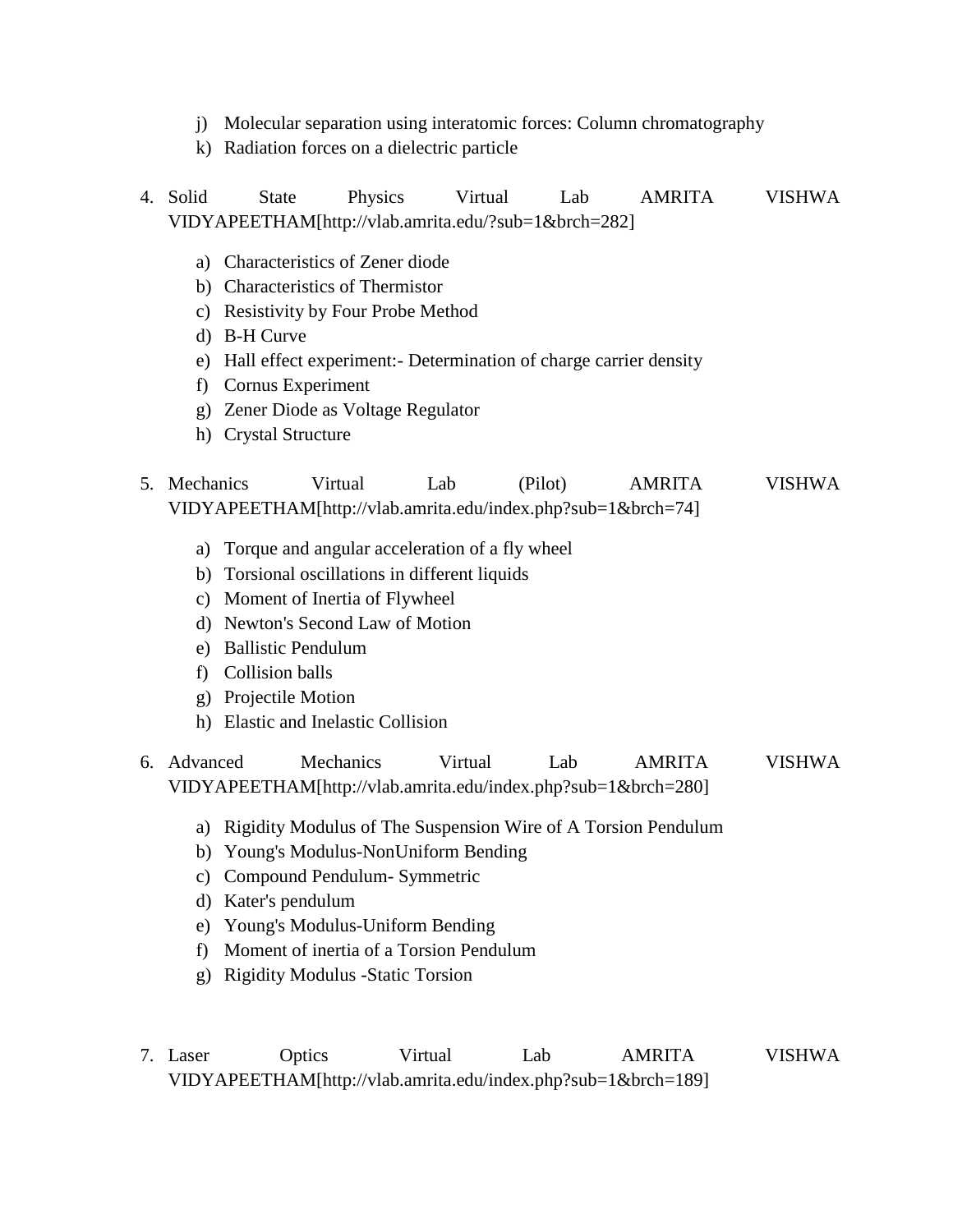j) Molecular separation using interatomic forces: Column chromatography
   k) Radiation forces on a dielectric particle

4. Solid State Physics Virtual Lab AMRITA VISHWA VIDYAPEETHAM[http://vlab.amrita.edu/?sub=1&brch=282]

   a) Characteristics of Zener diode
   b) Characteristics of Thermistor
   c) Resistivity by Four Probe Method
   d) B-H Curve
   e) Hall effect experiment:- Determination of charge carrier density
   f) Cornus Experiment
   g) Zener Diode as Voltage Regulator
   h) Crystal Structure

5. Mechanics Virtual Lab (Pilot) AMRITA VISHWA VIDYAPEETHAM[http://vlab.amrita.edu/index.php?sub=1&brch=74]

   a) Torque and angular acceleration of a fly wheel
   b) Torsional oscillations in different liquids
   c) Moment of Inertia of Flywheel
   d) Newton's Second Law of Motion
   e) Ballistic Pendulum
   f) Collision balls
   g) Projectile Motion
   h) Elastic and Inelastic Collision

6. Advanced Mechanics Virtual Lab AMRITA VISHWA VIDYAPEETHAM[http://vlab.amrita.edu/index.php?sub=1&brch=280]

   a) Rigidity Modulus of The Suspension Wire of A Torsion Pendulum
   b) Young's Modulus-NonUniform Bending
   c) Compound Pendulum- Symmetric
   d) Kater's pendulum
   e) Young's Modulus-Uniform Bending
   f) Moment of inertia of a Torsion Pendulum
   g) Rigidity Modulus -Static Torsion

7. Laser Optics Virtual Lab AMRITA VISHWA VIDYAPEETHAM[http://vlab.amrita.edu/index.php?sub=1&brch=189]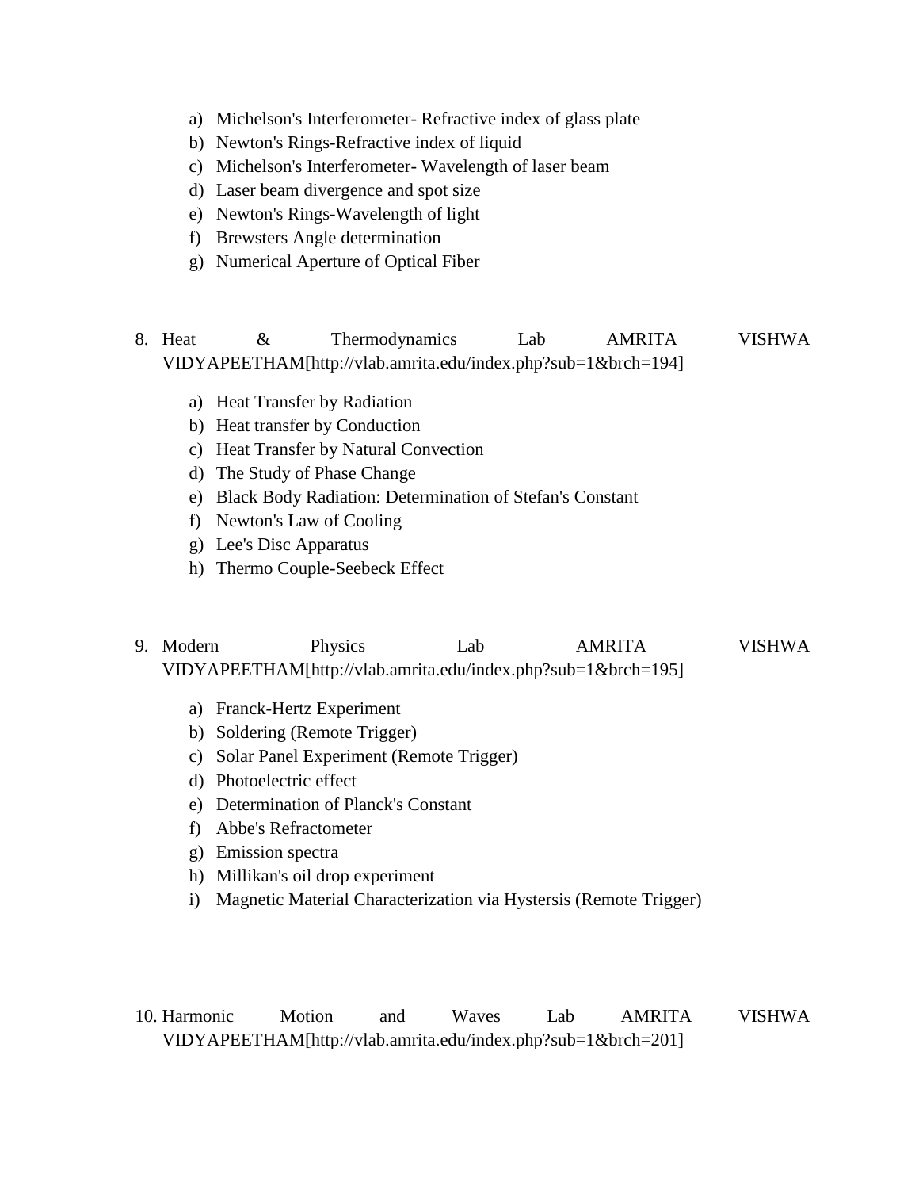a) Michelson's Interferometer- Refractive index of glass plate
b) Newton's Rings-Refractive index of liquid
c) Michelson's Interferometer- Wavelength of laser beam
d) Laser beam divergence and spot size
e) Newton's Rings-Wavelength of light
f) Brewsters Angle determination
g) Numerical Aperture of Optical Fiber

8. Heat & Thermodynamics Lab AMRITA VISHWA VIDYAPEETHAM[http://vlab.amrita.edu/index.php?sub=1&brch=194]

    a) Heat Transfer by Radiation
    b) Heat transfer by Conduction
    c) Heat Transfer by Natural Convection
    d) The Study of Phase Change
    e) Black Body Radiation: Determination of Stefan's Constant
    f) Newton's Law of Cooling
    g) Lee's Disc Apparatus
    h) Thermo Couple-Seebeck Effect

9. Modern Physics Lab AMRITA VISHWA VIDYAPEETHAM[http://vlab.amrita.edu/index.php?sub=1&brch=195]

    a) Franck-Hertz Experiment
    b) Soldering (Remote Trigger)
    c) Solar Panel Experiment (Remote Trigger)
    d) Photoelectric effect
    e) Determination of Planck's Constant
    f) Abbe's Refractometer
    g) Emission spectra
    h) Millikan's oil drop experiment
    i) Magnetic Material Characterization via Hystersis (Remote Trigger)

10. Harmonic Motion and Waves Lab AMRITA VISHWA VIDYAPEETHAM[http://vlab.amrita.edu/index.php?sub=1&brch=201]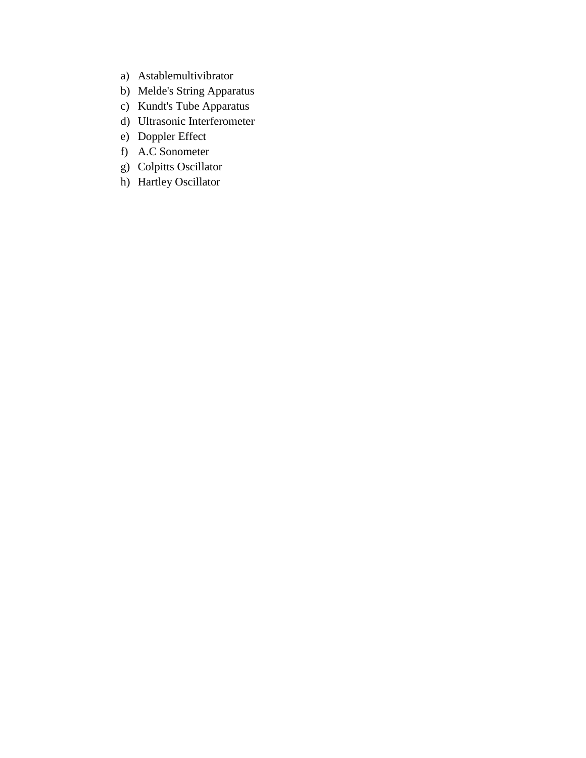a) Astablemultivibrator
b) Melde's String Apparatus
c) Kundt's Tube Apparatus
d) Ultrasonic Interferometer
e) Doppler Effect
f) A.C Sonometer
g) Colpitts Oscillator
h) Hartley Oscillator